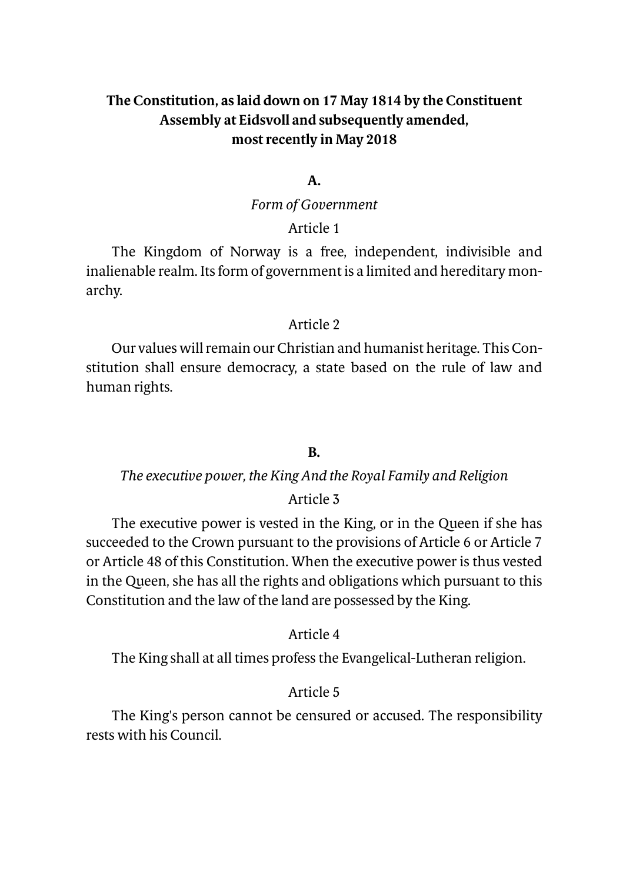# The Constitution, as laid down on 17 May 1814 by the Constituent Assembly at Eidsvoll and subsequently amended, most recently in May 2018

## A.

### *Form of Government*

#### Article 1

The Kingdom of Norway is a free, independent, indivisible and inalienable realm. Its form of government is a limited and hereditary monarchy.

#### Article 2

Our values will remain our Christian and humanist heritage. This Constitution shall ensure democracy, a state based on the rule of law and human rights.

## B.

### *The executive power, the King And the Royal Family and Religion*

#### Article 3

The executive power is vested in the King, or in the Queen if she has succeeded to the Crown pursuant to the provisions of Article 6 or Article 7 or Article 48 of this Constitution. When the executive power is thus vested in the Queen, she has all the rights and obligations which pursuant to this Constitution and the law of the land are possessed by the King.

#### Article 4

The King shall at all times profess the Evangelical-Lutheran religion.

#### Article 5

The King's person cannot be censured or accused. The responsibility rests with his Council.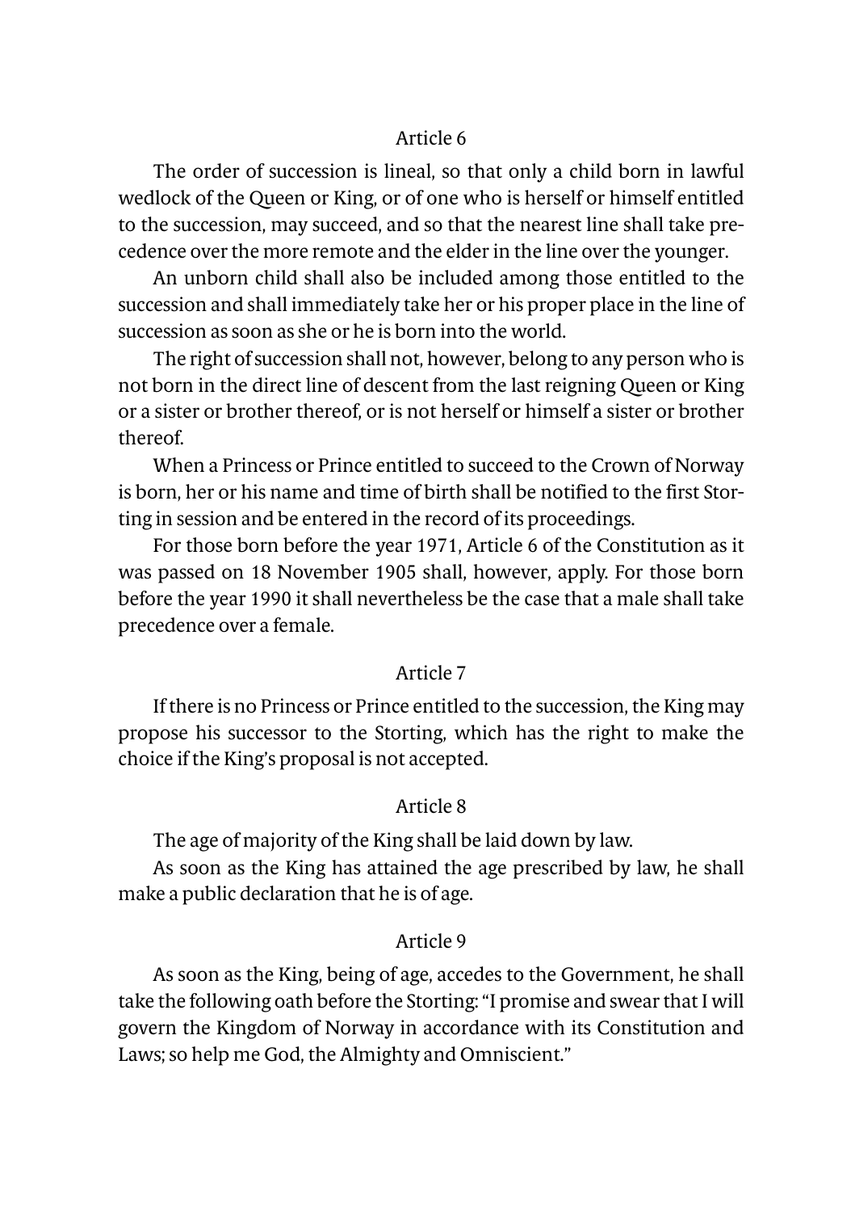## Article 6

The order of succession is lineal, so that only a child born in lawful wedlock of the Queen or King, or of one who is herself or himself entitled to the succession, may succeed, and so that the nearest line shall take precedence over the more remote and the elder in the line over the younger.

An unborn child shall also be included among those entitled to the succession and shall immediately take her or his proper place in the line of succession as soon as she or he is born into the world.

The right of succession shall not, however, belong to any person who is not born in the direct line of descent from the last reigning Queen or King or a sister or brother thereof, or is not herself or himself a sister or brother thereof.

When a Princess or Prince entitled to succeed to the Crown of Norway is born, her or his name and time of birth shall be notified to the first Storting in session and be entered in the record of its proceedings.

For those born before the year 1971, Article 6 of the Constitution as it was passed on 18 November 1905 shall, however, apply. For those born before the year 1990 it shall nevertheless be the case that a male shall take precedence over a female.

## Article 7

If there is no Princess or Prince entitled to the succession, the King may propose his successor to the Storting, which has the right to make the choice if the King's proposal is not accepted.

## Article 8

The age of majority of the King shall be laid down by law.

As soon as the King has attained the age prescribed by law, he shall make a public declaration that he is of age.

## Article 9

As soon as the King, being of age, accedes to the Government, he shall take the following oath before the Storting: "I promise and swear that I will govern the Kingdom of Norway in accordance with its Constitution and Laws; so help me God, the Almighty and Omniscient."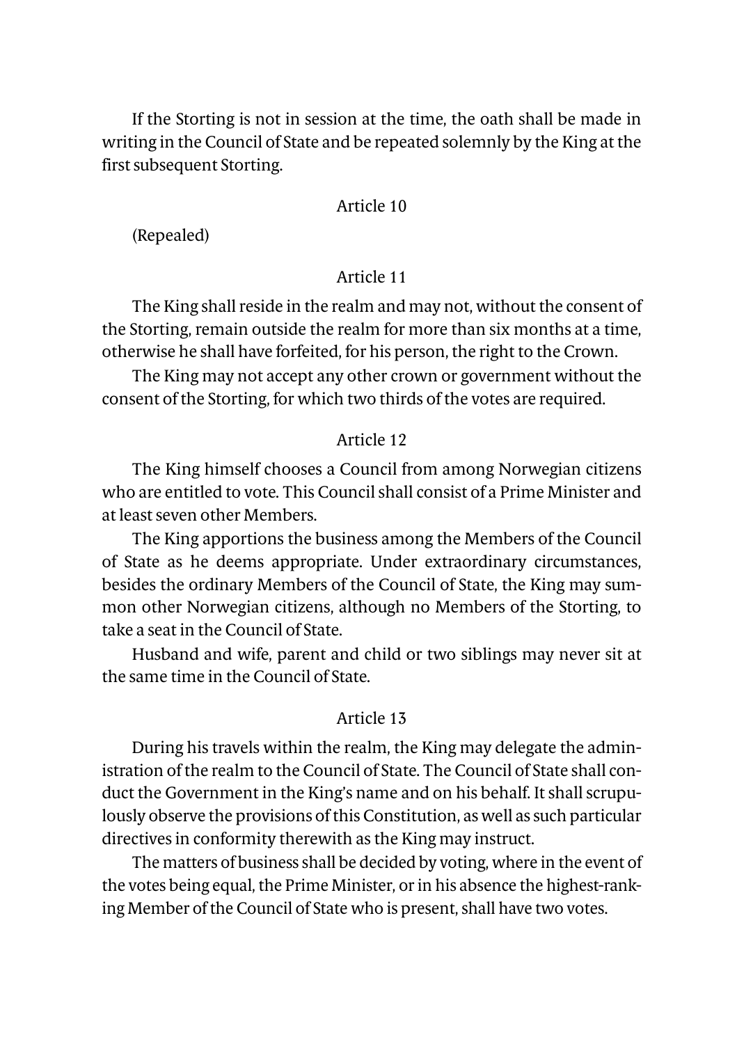If the Storting is not in session at the time, the oath shall be made in writing in the Council of State and be repeated solemnly by the King at the first subsequent Storting.

Article 10

(Repealed)

Article 11

The King shall reside in the realm and may not, without the consent of the Storting, remain outside the realm for more than six months at a time, otherwise he shall have forfeited, for his person, the right to the Crown.

The King may not accept any other crown or government without the consent of the Storting, for which two thirds of the votes are required.

Article 12

The King himself chooses a Council from among Norwegian citizens who are entitled to vote. This Council shall consist of a Prime Minister and at least seven other Members.

The King apportions the business among the Members of the Council of State as he deems appropriate. Under extraordinary circumstances, besides the ordinary Members of the Council of State, the King may summon other Norwegian citizens, although no Members of the Storting, to take a seat in the Council of State.

Husband and wife, parent and child or two siblings may never sit at the same time in the Council of State.

Article 13

During his travels within the realm, the King may delegate the administration of the realm to the Council of State. The Council of State shall conduct the Government in the King's name and on his behalf. It shall scrupulously observe the provisions of this Constitution, as well as such particular directives in conformity therewith as the King may instruct.

The matters of business shall be decided by voting, where in the event of the votes being equal, the Prime Minister, or in his absence the highest-ranking Member of the Council of State who is present, shall have two votes.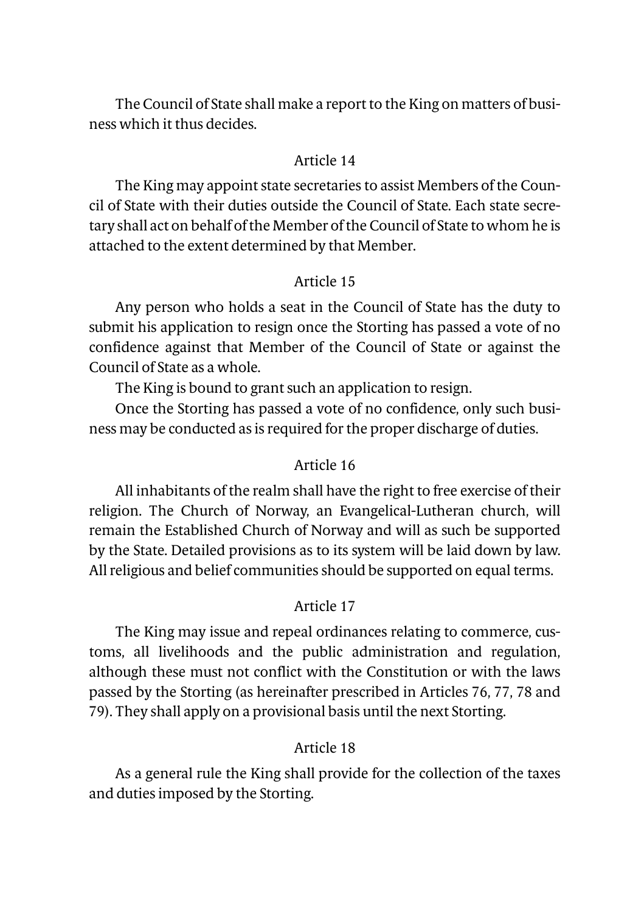The Council of State shall make a report to the King on matters of business which it thus decides.

### Article 14

The King may appoint state secretaries to assist Members of the Council of State with their duties outside the Council of State. Each state secretary shall act on behalf of the Member of the Council of State to whom he is attached to the extent determined by that Member.

### Article 15

Any person who holds a seat in the Council of State has the duty to submit his application to resign once the Storting has passed a vote of no confidence against that Member of the Council of State or against the Council of State as a whole.

The King is bound to grant such an application to resign.

Once the Storting has passed a vote of no confidence, only such business may be conducted as is required for the proper discharge of duties.

### Article 16

All inhabitants of the realm shall have the right to free exercise of their religion. The Church of Norway, an Evangelical-Lutheran church, will remain the Established Church of Norway and will as such be supported by the State. Detailed provisions as to its system will be laid down by law. All religious and belief communities should be supported on equal terms.

### Article 17

The King may issue and repeal ordinances relating to commerce, customs, all livelihoods and the public administration and regulation, although these must not conflict with the Constitution or with the laws passed by the Storting (as hereinafter prescribed in Articles 76, 77, 78 and 79). They shall apply on a provisional basis until the next Storting.

### Article 18

As a general rule the King shall provide for the collection of the taxes and duties imposed by the Storting.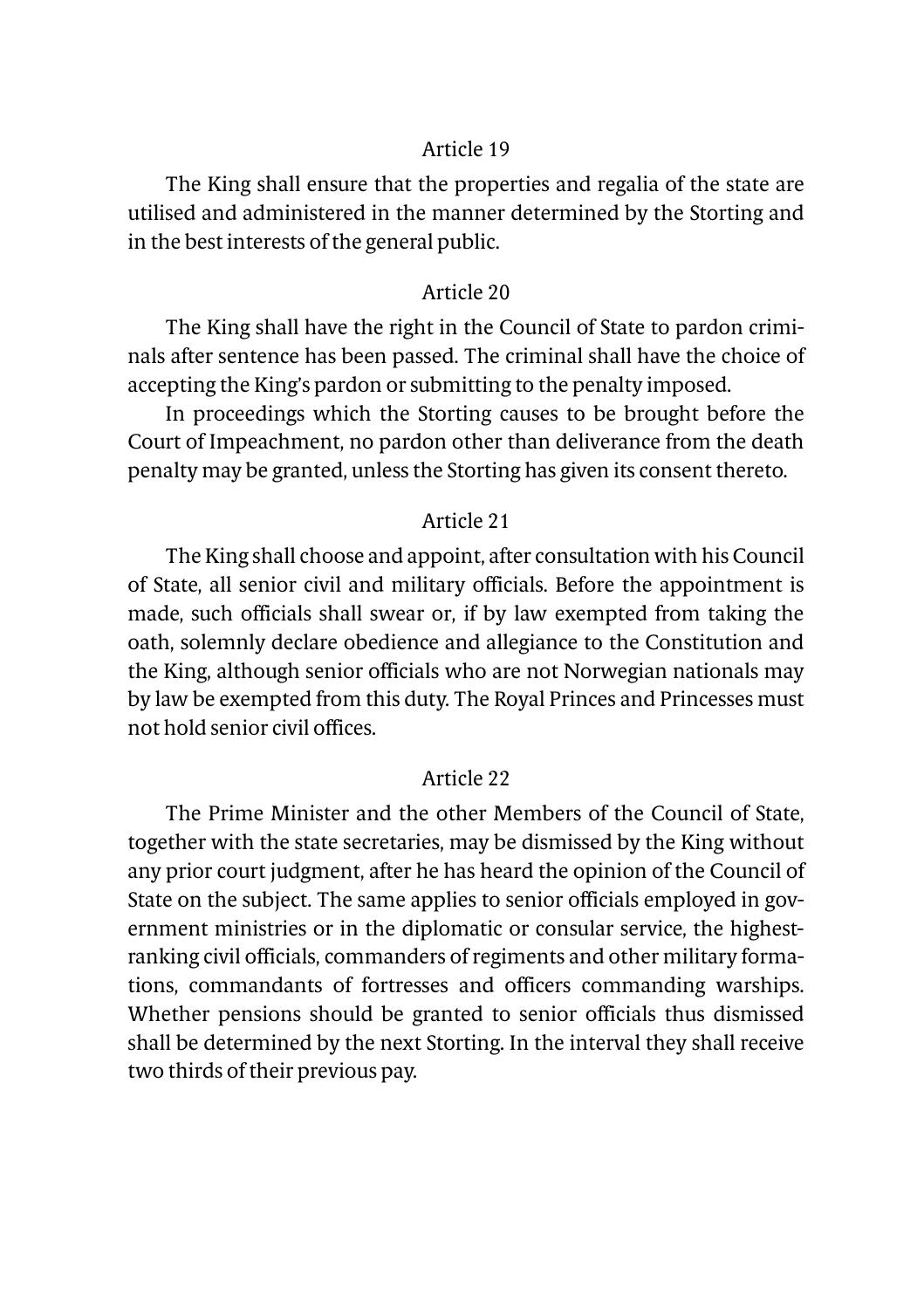## Article 19

The King shall ensure that the properties and regalia of the state are utilised and administered in the manner determined by the Storting and in the best interests of the general public.

## Article 20

The King shall have the right in the Council of State to pardon criminals after sentence has been passed. The criminal shall have the choice of accepting the King's pardon or submitting to the penalty imposed.

In proceedings which the Storting causes to be brought before the Court of Impeachment, no pardon other than deliverance from the death penalty may be granted, unless the Storting has given its consent thereto.

## Article 21

The King shall choose and appoint, after consultation with his Council of State, all senior civil and military officials. Before the appointment is made, such officials shall swear or, if by law exempted from taking the oath, solemnly declare obedience and allegiance to the Constitution and the King, although senior officials who are not Norwegian nationals may by law be exempted from this duty. The Royal Princes and Princesses must not hold senior civil offices.

## Article 22

The Prime Minister and the other Members of the Council of State, together with the state secretaries, may be dismissed by the King without any prior court judgment, after he has heard the opinion of the Council of State on the subject. The same applies to senior officials employed in government ministries or in the diplomatic or consular service, the highest-ranking civil officials, commanders of regiments and other military formations, commandants of fortresses and officers commanding warships. Whether pensions should be granted to senior officials thus dismissed shall be determined by the next Storting. In the interval they shall receive two thirds of their previous pay.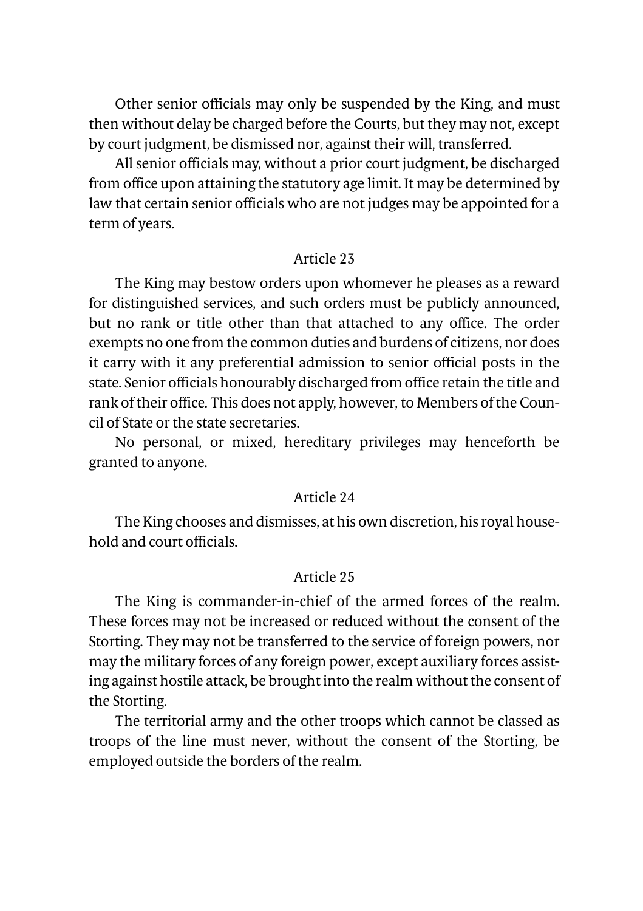Other senior officials may only be suspended by the King, and must then without delay be charged before the Courts, but they may not, except by court judgment, be dismissed nor, against their will, transferred.

All senior officials may, without a prior court judgment, be discharged from office upon attaining the statutory age limit. It may be determined by law that certain senior officials who are not judges may be appointed for a term of years.

### Article 23

The King may bestow orders upon whomever he pleases as a reward for distinguished services, and such orders must be publicly announced, but no rank or title other than that attached to any office. The order exempts no one from the common duties and burdens of citizens, nor does it carry with it any preferential admission to senior official posts in the state. Senior officials honourably discharged from office retain the title and rank of their office. This does not apply, however, to Members of the Council of State or the state secretaries.

No personal, or mixed, hereditary privileges may henceforth be granted to anyone.

### Article 24

The King chooses and dismisses, at his own discretion, his royal household and court officials.

### Article 25

The King is commander-in-chief of the armed forces of the realm. These forces may not be increased or reduced without the consent of the Storting. They may not be transferred to the service of foreign powers, nor may the military forces of any foreign power, except auxiliary forces assisting against hostile attack, be brought into the realm without the consent of the Storting.

The territorial army and the other troops which cannot be classed as troops of the line must never, without the consent of the Storting, be employed outside the borders of the realm.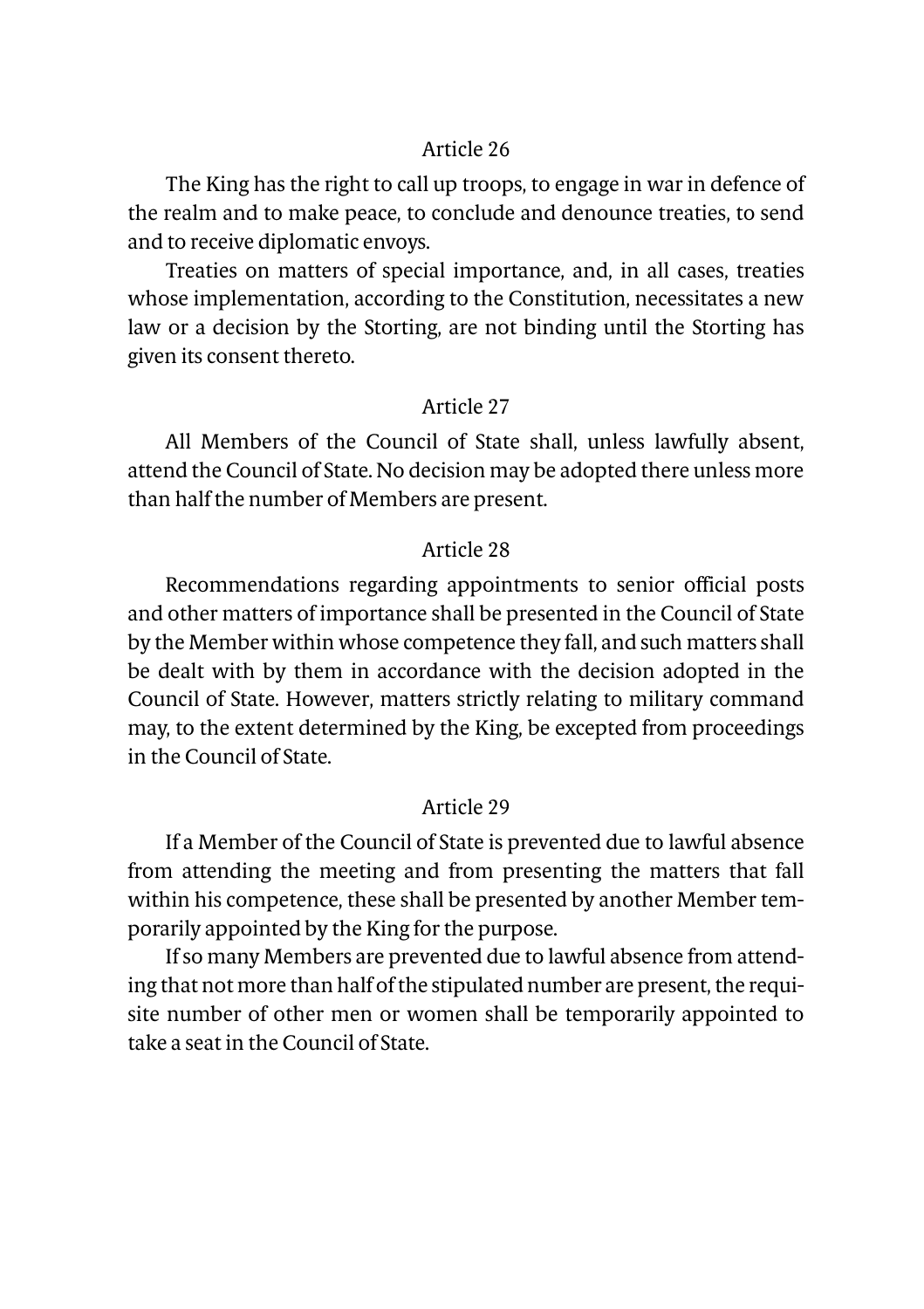### Article 26

The King has the right to call up troops, to engage in war in defence of the realm and to make peace, to conclude and denounce treaties, to send and to receive diplomatic envoys.

Treaties on matters of special importance, and, in all cases, treaties whose implementation, according to the Constitution, necessitates a new law or a decision by the Storting, are not binding until the Storting has given its consent thereto.

### Article 27

All Members of the Council of State shall, unless lawfully absent, attend the Council of State. No decision may be adopted there unless more than half the number of Members are present.

### Article 28

Recommendations regarding appointments to senior official posts and other matters of importance shall be presented in the Council of State by the Member within whose competence they fall, and such matters shall be dealt with by them in accordance with the decision adopted in the Council of State. However, matters strictly relating to military command may, to the extent determined by the King, be excepted from proceedings in the Council of State.

### Article 29

If a Member of the Council of State is prevented due to lawful absence from attending the meeting and from presenting the matters that fall within his competence, these shall be presented by another Member temporarily appointed by the King for the purpose.

If so many Members are prevented due to lawful absence from attending that not more than half of the stipulated number are present, the requisite number of other men or women shall be temporarily appointed to take a seat in the Council of State.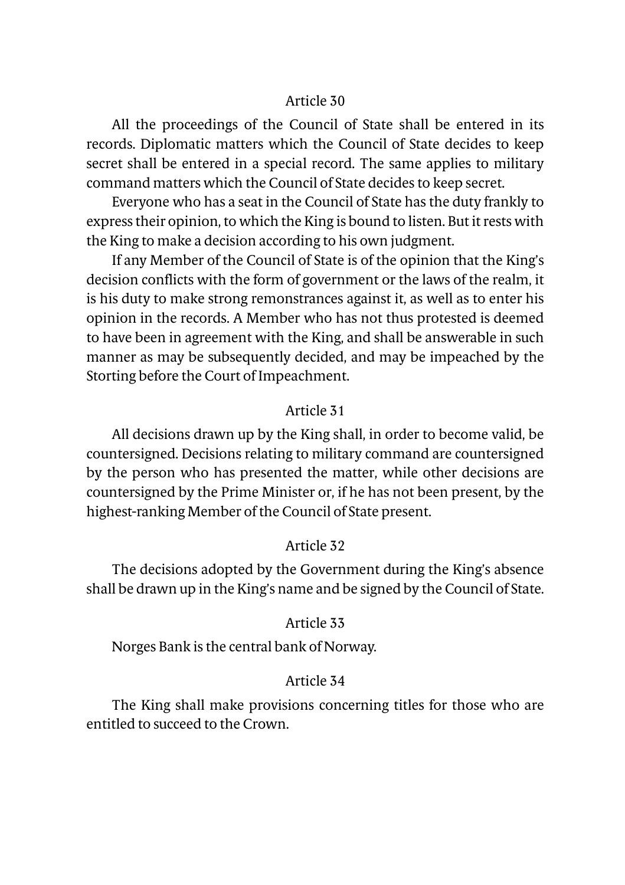### Article 30

All the proceedings of the Council of State shall be entered in its records. Diplomatic matters which the Council of State decides to keep secret shall be entered in a special record. The same applies to military command matters which the Council of State decides to keep secret.

Everyone who has a seat in the Council of State has the duty frankly to express their opinion, to which the King is bound to listen. But it rests with the King to make a decision according to his own judgment.

If any Member of the Council of State is of the opinion that the King's decision conflicts with the form of government or the laws of the realm, it is his duty to make strong remonstrances against it, as well as to enter his opinion in the records. A Member who has not thus protested is deemed to have been in agreement with the King, and shall be answerable in such manner as may be subsequently decided, and may be impeached by the Storting before the Court of Impeachment.

### Article 31

All decisions drawn up by the King shall, in order to become valid, be countersigned. Decisions relating to military command are countersigned by the person who has presented the matter, while other decisions are countersigned by the Prime Minister or, if he has not been present, by the highest-ranking Member of the Council of State present.

### Article 32

The decisions adopted by the Government during the King's absence shall be drawn up in the King's name and be signed by the Council of State.

### Article 33

Norges Bank is the central bank of Norway.

### Article 34

The King shall make provisions concerning titles for those who are entitled to succeed to the Crown.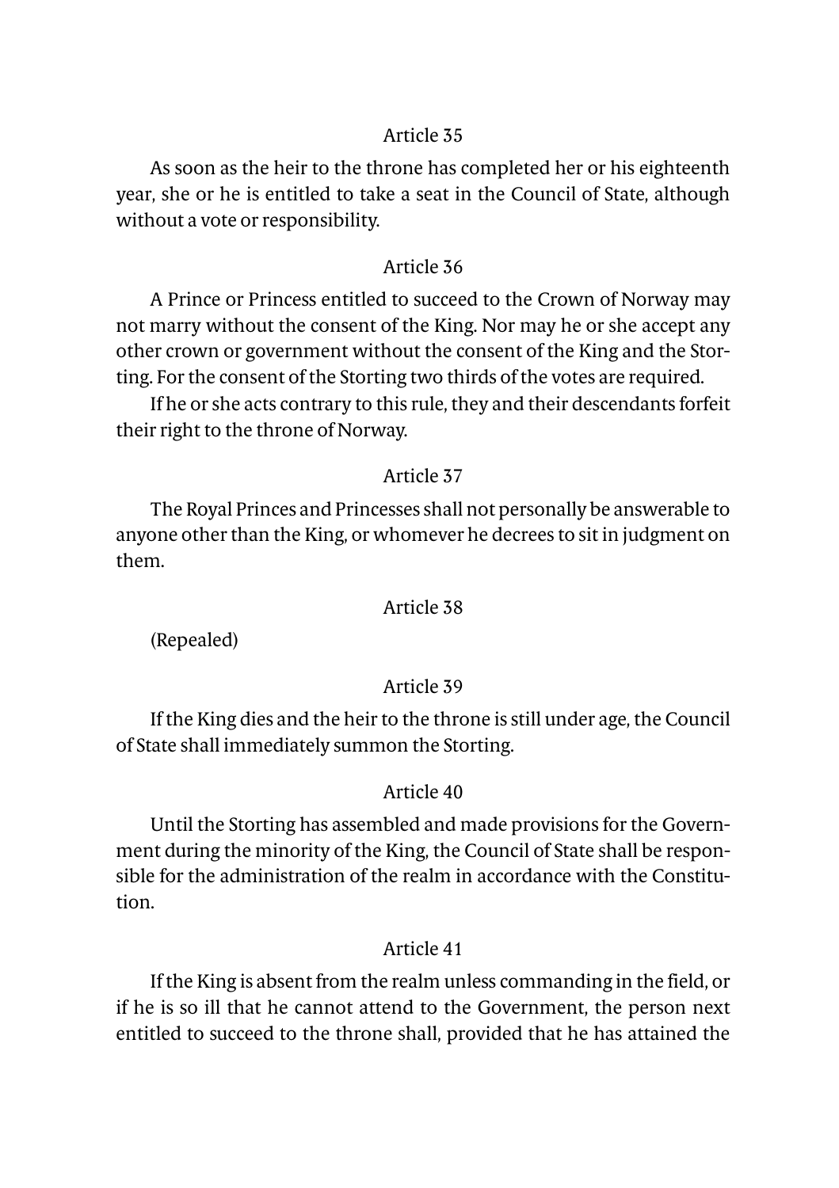### Article 35

As soon as the heir to the throne has completed her or his eighteenth year, she or he is entitled to take a seat in the Council of State, although without a vote or responsibility.

### Article 36

A Prince or Princess entitled to succeed to the Crown of Norway may not marry without the consent of the King. Nor may he or she accept any other crown or government without the consent of the King and the Storting. For the consent of the Storting two thirds of the votes are required.

If he or she acts contrary to this rule, they and their descendants forfeit their right to the throne of Norway.

### Article 37

The Royal Princes and Princesses shall not personally be answerable to anyone other than the King, or whomever he decrees to sit in judgment on them.

### Article 38

(Repealed)

### Article 39

If the King dies and the heir to the throne is still under age, the Council of State shall immediately summon the Storting.

### Article 40

Until the Storting has assembled and made provisions for the Government during the minority of the King, the Council of State shall be responsible for the administration of the realm in accordance with the Constitution.

### Article 41

If the King is absent from the realm unless commanding in the field, or if he is so ill that he cannot attend to the Government, the person next entitled to succeed to the throne shall, provided that he has attained the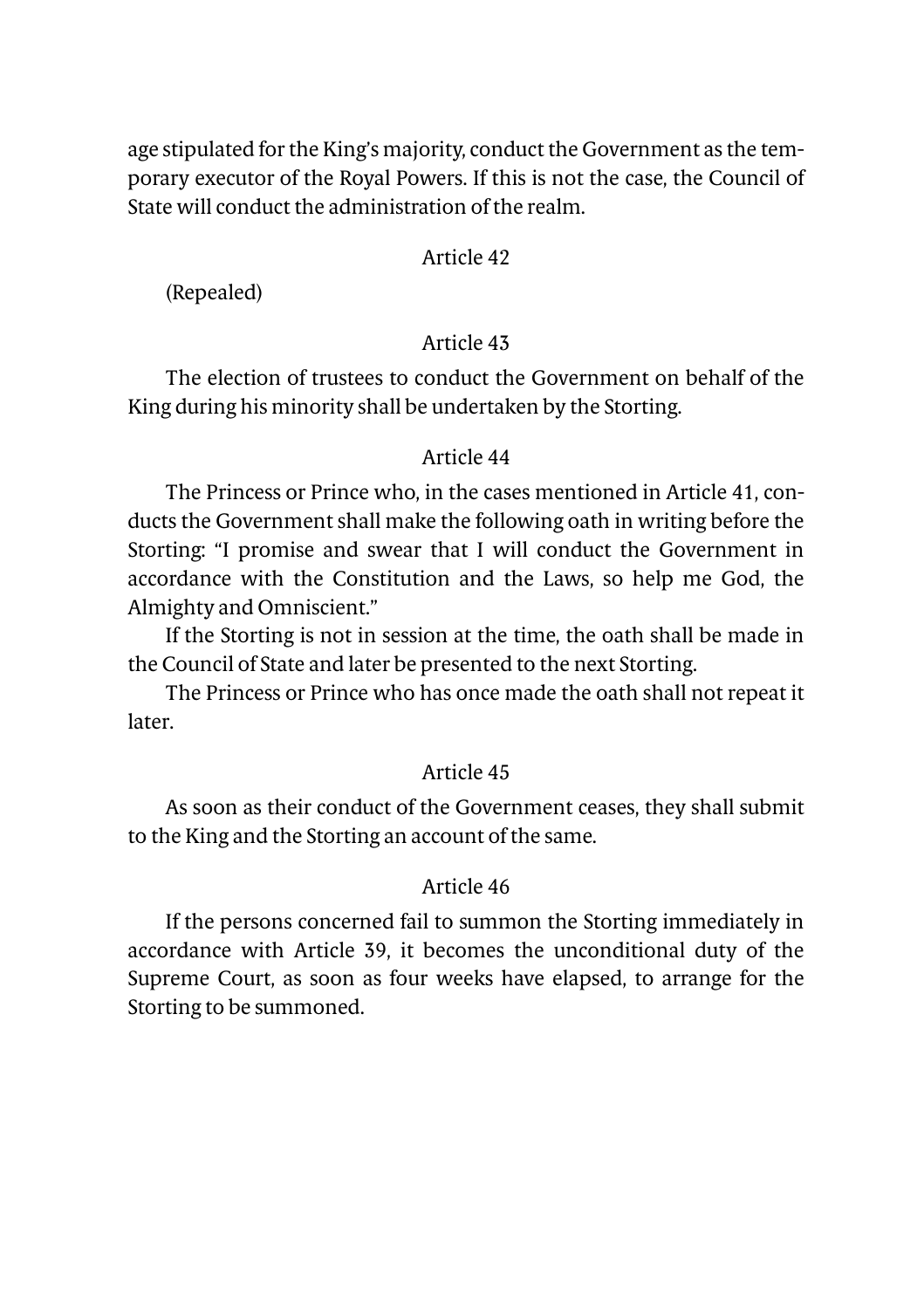age stipulated for the King's majority, conduct the Government as the temporary executor of the Royal Powers. If this is not the case, the Council of State will conduct the administration of the realm.

### Article 42

(Repealed)

### Article 43

The election of trustees to conduct the Government on behalf of the King during his minority shall be undertaken by the Storting.

### Article 44

The Princess or Prince who, in the cases mentioned in Article 41, conducts the Government shall make the following oath in writing before the Storting: "I promise and swear that I will conduct the Government in accordance with the Constitution and the Laws, so help me God, the Almighty and Omniscient."

If the Storting is not in session at the time, the oath shall be made in the Council of State and later be presented to the next Storting.

The Princess or Prince who has once made the oath shall not repeat it later.

### Article 45

As soon as their conduct of the Government ceases, they shall submit to the King and the Storting an account of the same.

### Article 46

If the persons concerned fail to summon the Storting immediately in accordance with Article 39, it becomes the unconditional duty of the Supreme Court, as soon as four weeks have elapsed, to arrange for the Storting to be summoned.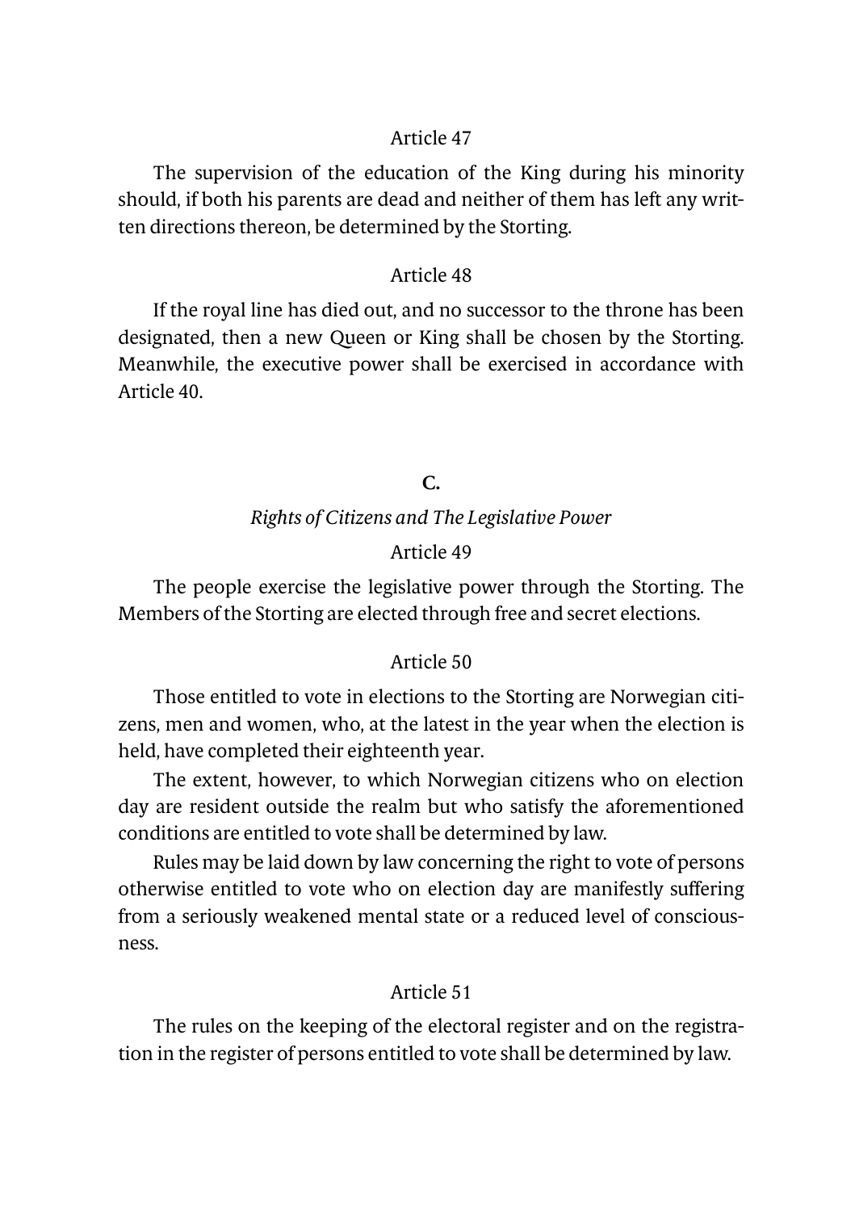### Article 47

The supervision of the education of the King during his minority should, if both his parents are dead and neither of them has left any written directions thereon, be determined by the Storting.

### Article 48

If the royal line has died out, and no successor to the throne has been designated, then a new Queen or King shall be chosen by the Storting. Meanwhile, the executive power shall be exercised in accordance with Article 40.

## C.

*Rights of Citizens and The Legislative Power*

### Article 49

The people exercise the legislative power through the Storting. The Members of the Storting are elected through free and secret elections.

### Article 50

Those entitled to vote in elections to the Storting are Norwegian citizens, men and women, who, at the latest in the year when the election is held, have completed their eighteenth year.

The extent, however, to which Norwegian citizens who on election day are resident outside the realm but who satisfy the aforementioned conditions are entitled to vote shall be determined by law.

Rules may be laid down by law concerning the right to vote of persons otherwise entitled to vote who on election day are manifestly suffering from a seriously weakened mental state or a reduced level of consciousness.

### Article 51

The rules on the keeping of the electoral register and on the registration in the register of persons entitled to vote shall be determined by law.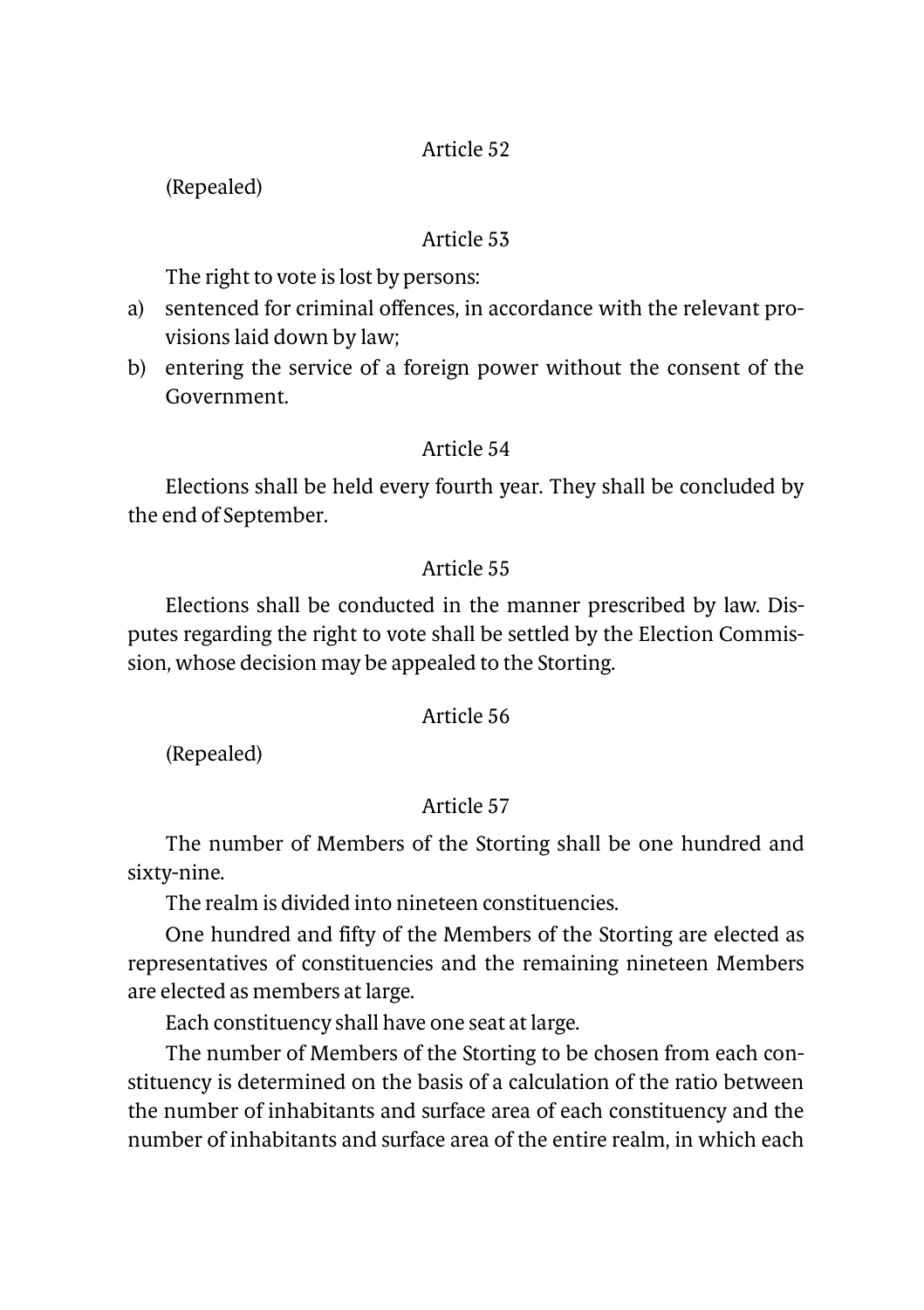### Article 52

(Repealed)

### Article 53

The right to vote is lost by persons:

a) sentenced for criminal offences, in accordance with the relevant provisions laid down by law;
b) entering the service of a foreign power without the consent of the Government.

### Article 54

Elections shall be held every fourth year. They shall be concluded by the end of September.

### Article 55

Elections shall be conducted in the manner prescribed by law. Disputes regarding the right to vote shall be settled by the Election Commission, whose decision may be appealed to the Storting.

### Article 56

(Repealed)

### Article 57

The number of Members of the Storting shall be one hundred and sixty-nine.

The realm is divided into nineteen constituencies.

One hundred and fifty of the Members of the Storting are elected as representatives of constituencies and the remaining nineteen Members are elected as members at large.

Each constituency shall have one seat at large.

The number of Members of the Storting to be chosen from each constituency is determined on the basis of a calculation of the ratio between the number of inhabitants and surface area of each constituency and the number of inhabitants and surface area of the entire realm, in which each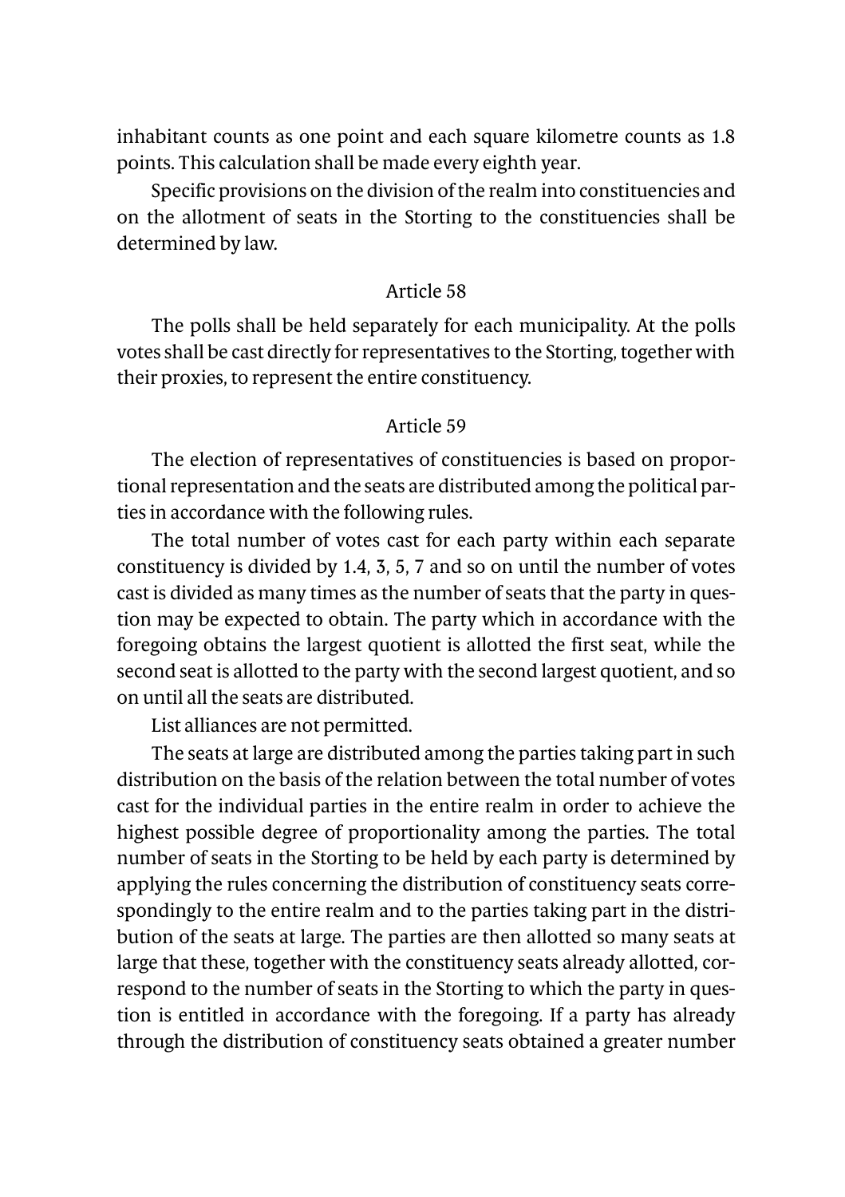inhabitant counts as one point and each square kilometre counts as 1.8 points. This calculation shall be made every eighth year.

Specific provisions on the division of the realm into constituencies and on the allotment of seats in the Storting to the constituencies shall be determined by law.

### Article 58

The polls shall be held separately for each municipality. At the polls votes shall be cast directly for representatives to the Storting, together with their proxies, to represent the entire constituency.

### Article 59

The election of representatives of constituencies is based on proportional representation and the seats are distributed among the political parties in accordance with the following rules.

The total number of votes cast for each party within each separate constituency is divided by 1.4, 3, 5, 7 and so on until the number of votes cast is divided as many times as the number of seats that the party in question may be expected to obtain. The party which in accordance with the foregoing obtains the largest quotient is allotted the first seat, while the second seat is allotted to the party with the second largest quotient, and so on until all the seats are distributed.

List alliances are not permitted.

The seats at large are distributed among the parties taking part in such distribution on the basis of the relation between the total number of votes cast for the individual parties in the entire realm in order to achieve the highest possible degree of proportionality among the parties. The total number of seats in the Storting to be held by each party is determined by applying the rules concerning the distribution of constituency seats correspondingly to the entire realm and to the parties taking part in the distribution of the seats at large. The parties are then allotted so many seats at large that these, together with the constituency seats already allotted, correspond to the number of seats in the Storting to which the party in question is entitled in accordance with the foregoing. If a party has already through the distribution of constituency seats obtained a greater number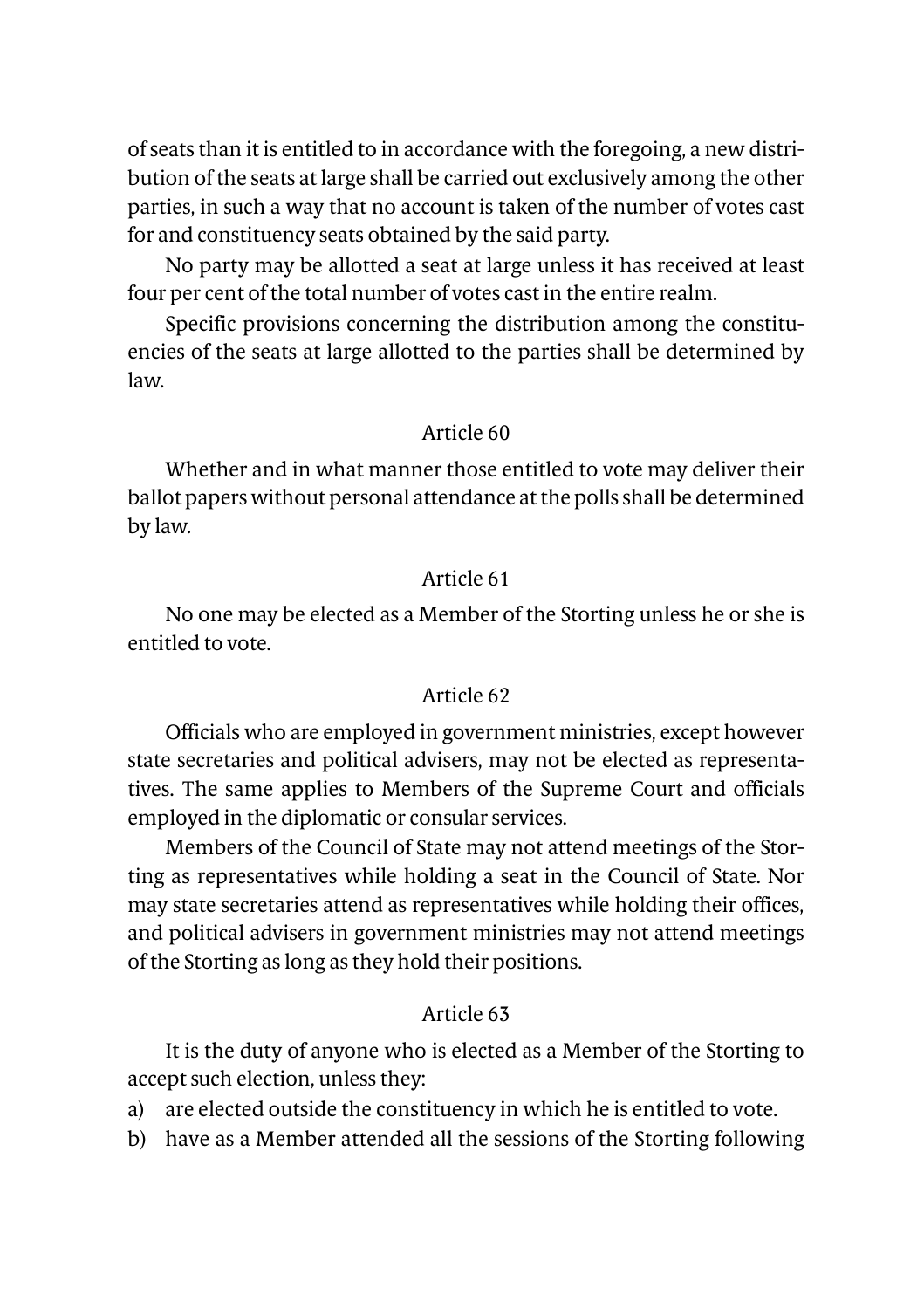of seats than it is entitled to in accordance with the foregoing, a new distribution of the seats at large shall be carried out exclusively among the other parties, in such a way that no account is taken of the number of votes cast for and constituency seats obtained by the said party.

No party may be allotted a seat at large unless it has received at least four per cent of the total number of votes cast in the entire realm.

Specific provisions concerning the distribution among the constituencies of the seats at large allotted to the parties shall be determined by law.

### Article 60

Whether and in what manner those entitled to vote may deliver their ballot papers without personal attendance at the polls shall be determined by law.

### Article 61

No one may be elected as a Member of the Storting unless he or she is entitled to vote.

### Article 62

Officials who are employed in government ministries, except however state secretaries and political advisers, may not be elected as representatives. The same applies to Members of the Supreme Court and officials employed in the diplomatic or consular services.

Members of the Council of State may not attend meetings of the Storting as representatives while holding a seat in the Council of State. Nor may state secretaries attend as representatives while holding their offices, and political advisers in government ministries may not attend meetings of the Storting as long as they hold their positions.

### Article 63

It is the duty of anyone who is elected as a Member of the Storting to accept such election, unless they:

a) are elected outside the constituency in which he is entitled to vote.
b) have as a Member attended all the sessions of the Storting following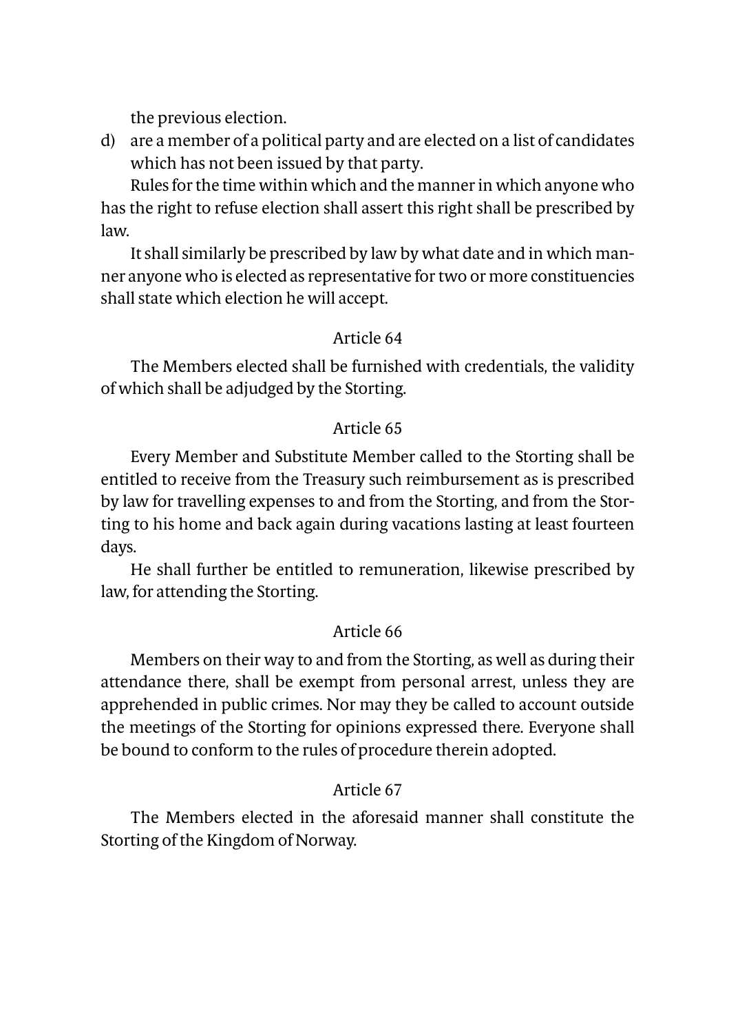the previous election.

d) are a member of a political party and are elected on a list of candidates which has not been issued by that party.

Rules for the time within which and the manner in which anyone who has the right to refuse election shall assert this right shall be prescribed by law.

It shall similarly be prescribed by law by what date and in which manner anyone who is elected as representative for two or more constituencies shall state which election he will accept.

Article 64

The Members elected shall be furnished with credentials, the validity of which shall be adjudged by the Storting.

Article 65

Every Member and Substitute Member called to the Storting shall be entitled to receive from the Treasury such reimbursement as is prescribed by law for travelling expenses to and from the Storting, and from the Storting to his home and back again during vacations lasting at least fourteen days.

He shall further be entitled to remuneration, likewise prescribed by law, for attending the Storting.

Article 66

Members on their way to and from the Storting, as well as during their attendance there, shall be exempt from personal arrest, unless they are apprehended in public crimes. Nor may they be called to account outside the meetings of the Storting for opinions expressed there. Everyone shall be bound to conform to the rules of procedure therein adopted.

Article 67

The Members elected in the aforesaid manner shall constitute the Storting of the Kingdom of Norway.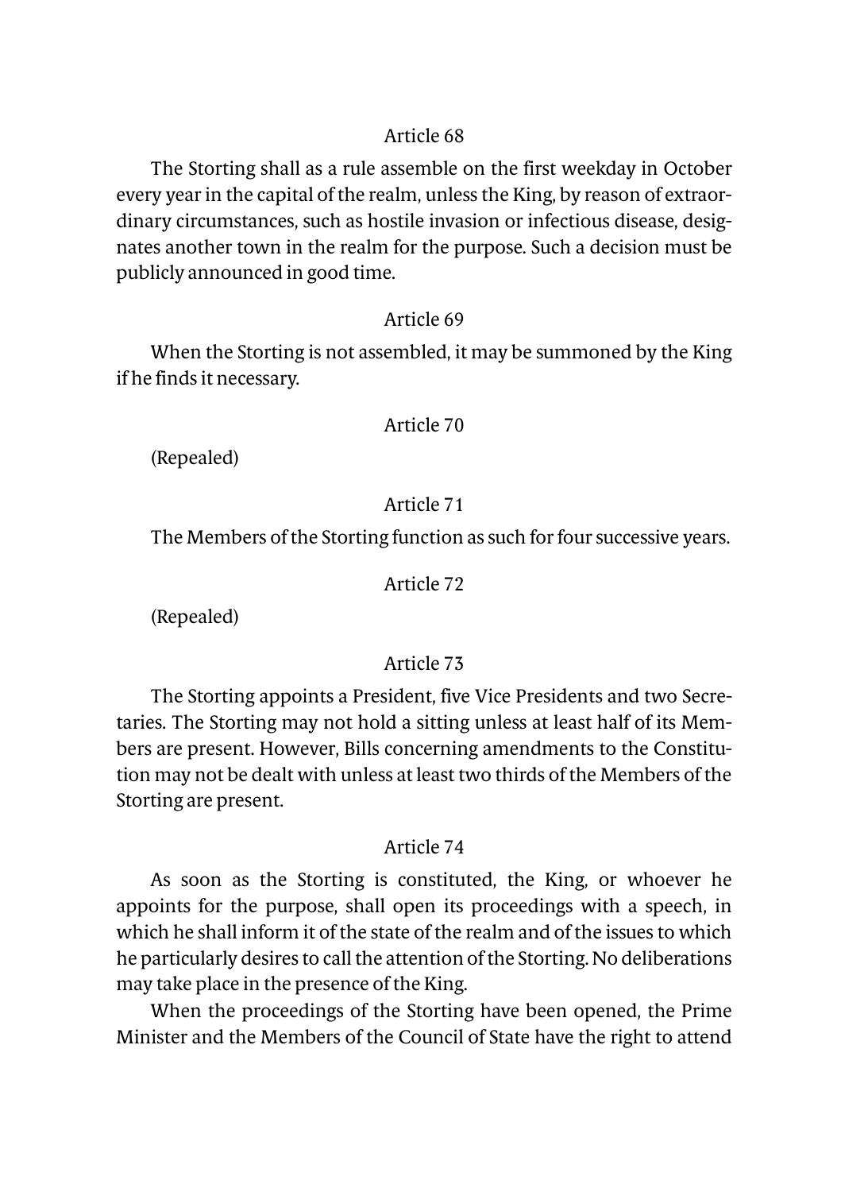## Article 68

The Storting shall as a rule assemble on the first weekday in October every year in the capital of the realm, unless the King, by reason of extraordinary circumstances, such as hostile invasion or infectious disease, designates another town in the realm for the purpose. Such a decision must be publicly announced in good time.

## Article 69

When the Storting is not assembled, it may be summoned by the King if he finds it necessary.

## Article 70

(Repealed)

## Article 71

The Members of the Storting function as such for four successive years.

## Article 72

(Repealed)

## Article 73

The Storting appoints a President, five Vice Presidents and two Secretaries. The Storting may not hold a sitting unless at least half of its Members are present. However, Bills concerning amendments to the Constitution may not be dealt with unless at least two thirds of the Members of the Storting are present.

## Article 74

As soon as the Storting is constituted, the King, or whoever he appoints for the purpose, shall open its proceedings with a speech, in which he shall inform it of the state of the realm and of the issues to which he particularly desires to call the attention of the Storting. No deliberations may take place in the presence of the King.

When the proceedings of the Storting have been opened, the Prime Minister and the Members of the Council of State have the right to attend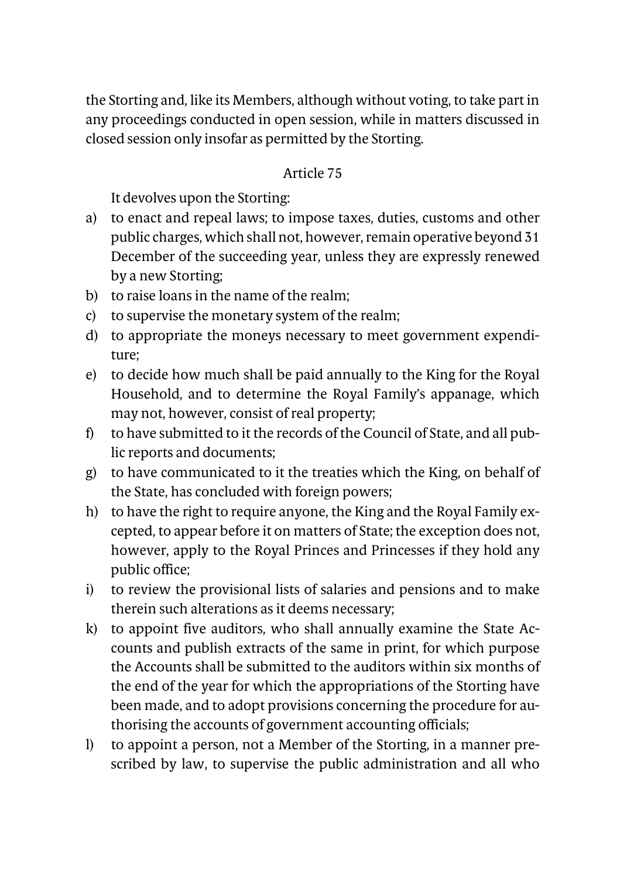the Storting and, like its Members, although without voting, to take part in any proceedings conducted in open session, while in matters discussed in closed session only insofar as permitted by the Storting.

### Article 75

It devolves upon the Storting:

a) to enact and repeal laws; to impose taxes, duties, customs and other public charges, which shall not, however, remain operative beyond 31 December of the succeeding year, unless they are expressly renewed by a new Storting;

b) to raise loans in the name of the realm;

c) to supervise the monetary system of the realm;

d) to appropriate the moneys necessary to meet government expenditure;

e) to decide how much shall be paid annually to the King for the Royal Household, and to determine the Royal Family's appanage, which may not, however, consist of real property;

f) to have submitted to it the records of the Council of State, and all public reports and documents;

g) to have communicated to it the treaties which the King, on behalf of the State, has concluded with foreign powers;

h) to have the right to require anyone, the King and the Royal Family excepted, to appear before it on matters of State; the exception does not, however, apply to the Royal Princes and Princesses if they hold any public office;

i) to review the provisional lists of salaries and pensions and to make therein such alterations as it deems necessary;

k) to appoint five auditors, who shall annually examine the State Accounts and publish extracts of the same in print, for which purpose the Accounts shall be submitted to the auditors within six months of the end of the year for which the appropriations of the Storting have been made, and to adopt provisions concerning the procedure for authorising the accounts of government accounting officials;

l) to appoint a person, not a Member of the Storting, in a manner prescribed by law, to supervise the public administration and all who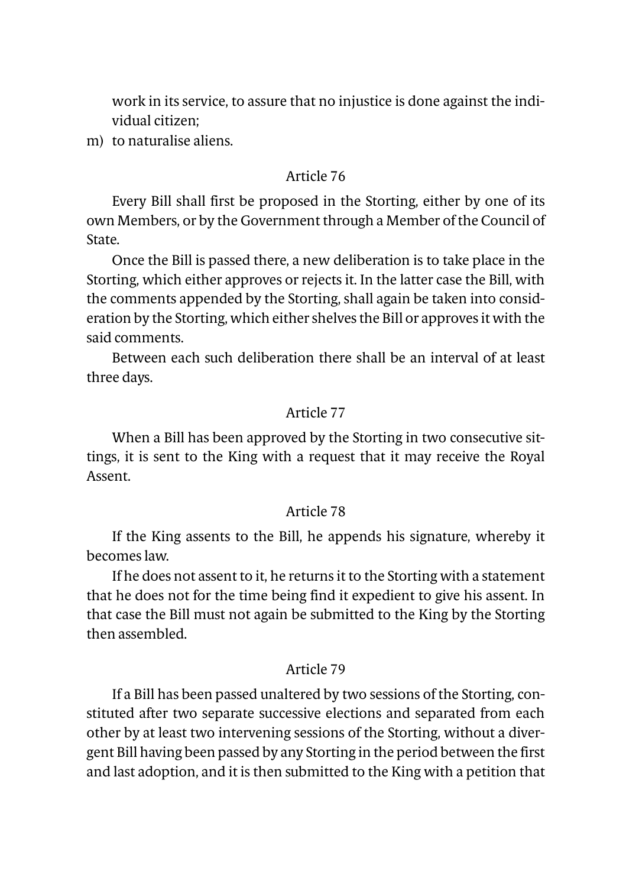work in its service, to assure that no injustice is done against the individual citizen;

m) to naturalise aliens.

### Article 76

Every Bill shall first be proposed in the Storting, either by one of its own Members, or by the Government through a Member of the Council of State.

Once the Bill is passed there, a new deliberation is to take place in the Storting, which either approves or rejects it. In the latter case the Bill, with the comments appended by the Storting, shall again be taken into consideration by the Storting, which either shelves the Bill or approves it with the said comments.

Between each such deliberation there shall be an interval of at least three days.

### Article 77

When a Bill has been approved by the Storting in two consecutive sittings, it is sent to the King with a request that it may receive the Royal Assent.

### Article 78

If the King assents to the Bill, he appends his signature, whereby it becomes law.

If he does not assent to it, he returns it to the Storting with a statement that he does not for the time being find it expedient to give his assent. In that case the Bill must not again be submitted to the King by the Storting then assembled.

### Article 79

If a Bill has been passed unaltered by two sessions of the Storting, constituted after two separate successive elections and separated from each other by at least two intervening sessions of the Storting, without a divergent Bill having been passed by any Storting in the period between the first and last adoption, and it is then submitted to the King with a petition that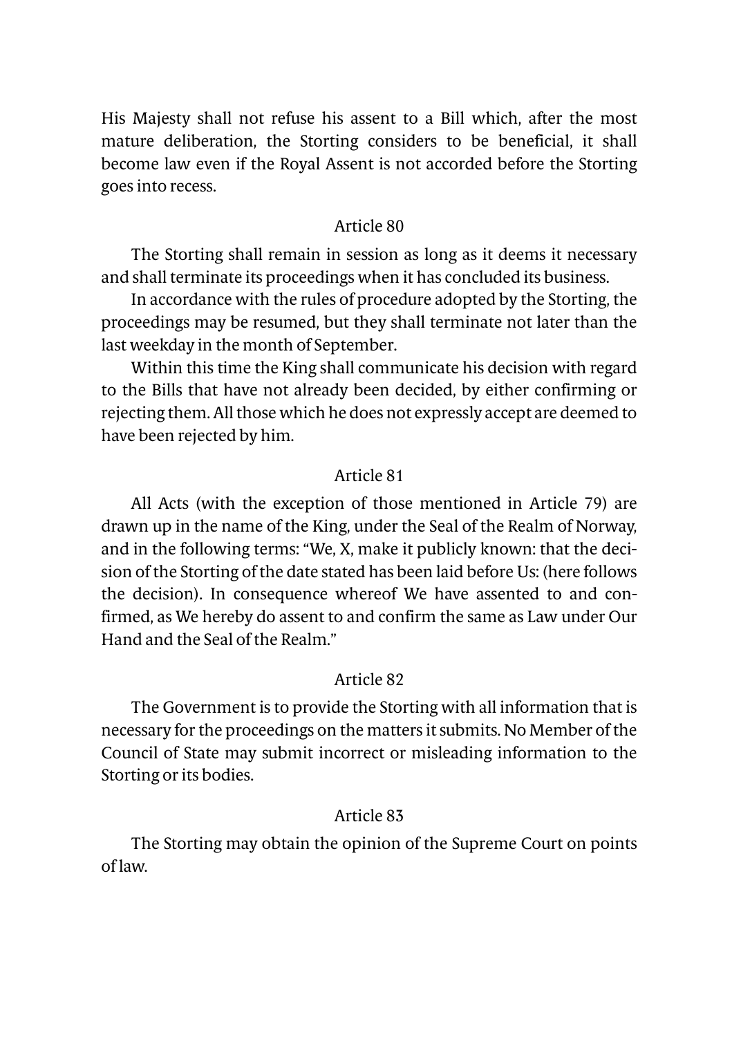His Majesty shall not refuse his assent to a Bill which, after the most mature deliberation, the Storting considers to be beneficial, it shall become law even if the Royal Assent is not accorded before the Storting goes into recess.

## Article 80

The Storting shall remain in session as long as it deems it necessary and shall terminate its proceedings when it has concluded its business.

In accordance with the rules of procedure adopted by the Storting, the proceedings may be resumed, but they shall terminate not later than the last weekday in the month of September.

Within this time the King shall communicate his decision with regard to the Bills that have not already been decided, by either confirming or rejecting them. All those which he does not expressly accept are deemed to have been rejected by him.

## Article 81

All Acts (with the exception of those mentioned in Article 79) are drawn up in the name of the King, under the Seal of the Realm of Norway, and in the following terms: "We, X, make it publicly known: that the decision of the Storting of the date stated has been laid before Us: (here follows the decision). In consequence whereof We have assented to and confirmed, as We hereby do assent to and confirm the same as Law under Our Hand and the Seal of the Realm."

## Article 82

The Government is to provide the Storting with all information that is necessary for the proceedings on the matters it submits. No Member of the Council of State may submit incorrect or misleading information to the Storting or its bodies.

## Article 83

The Storting may obtain the opinion of the Supreme Court on points of law.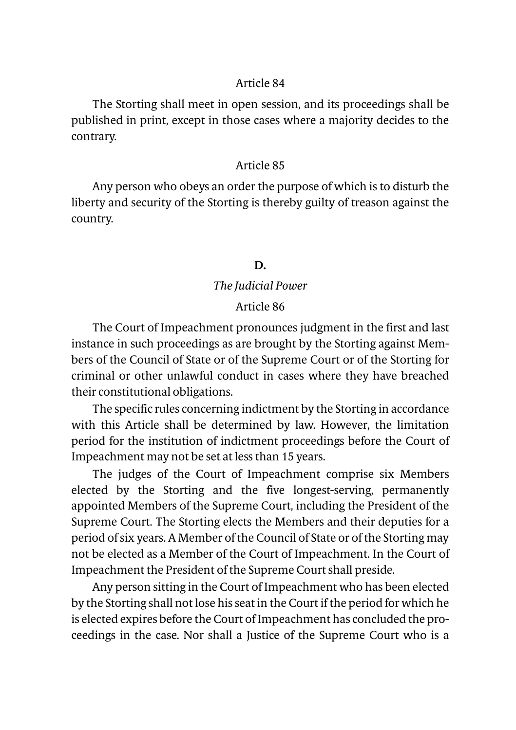### Article 84

The Storting shall meet in open session, and its proceedings shall be published in print, except in those cases where a majority decides to the contrary.

### Article 85

Any person who obeys an order the purpose of which is to disturb the liberty and security of the Storting is thereby guilty of treason against the country.

## D.

### *The Judicial Power*

### Article 86

The Court of Impeachment pronounces judgment in the first and last instance in such proceedings as are brought by the Storting against Members of the Council of State or of the Supreme Court or of the Storting for criminal or other unlawful conduct in cases where they have breached their constitutional obligations.

The specific rules concerning indictment by the Storting in accordance with this Article shall be determined by law. However, the limitation period for the institution of indictment proceedings before the Court of Impeachment may not be set at less than 15 years.

The judges of the Court of Impeachment comprise six Members elected by the Storting and the five longest-serving, permanently appointed Members of the Supreme Court, including the President of the Supreme Court. The Storting elects the Members and their deputies for a period of six years. A Member of the Council of State or of the Storting may not be elected as a Member of the Court of Impeachment. In the Court of Impeachment the President of the Supreme Court shall preside.

Any person sitting in the Court of Impeachment who has been elected by the Storting shall not lose his seat in the Court if the period for which he is elected expires before the Court of Impeachment has concluded the proceedings in the case. Nor shall a Justice of the Supreme Court who is a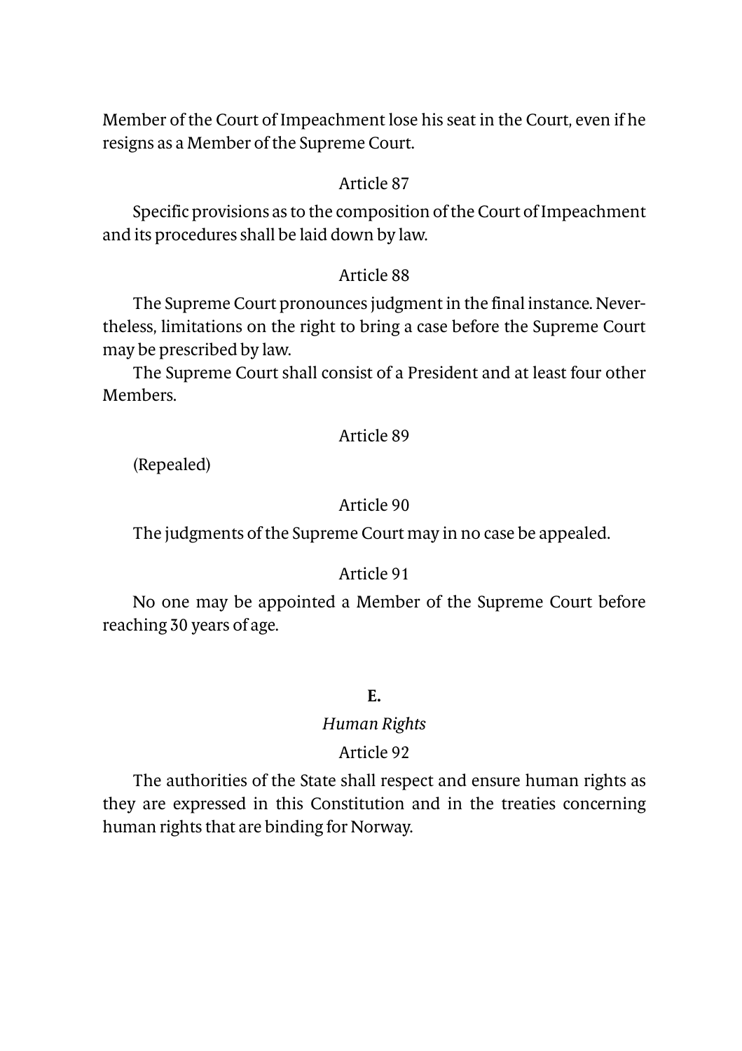Member of the Court of Impeachment lose his seat in the Court, even if he resigns as a Member of the Supreme Court.

Article 87

Specific provisions as to the composition of the Court of Impeachment and its procedures shall be laid down by law.

Article 88

The Supreme Court pronounces judgment in the final instance. Nevertheless, limitations on the right to bring a case before the Supreme Court may be prescribed by law.

The Supreme Court shall consist of a President and at least four other Members.

Article 89

(Repealed)

Article 90

The judgments of the Supreme Court may in no case be appealed.

Article 91

No one may be appointed a Member of the Supreme Court before reaching 30 years of age.

## E.

### *Human Rights*

Article 92

The authorities of the State shall respect and ensure human rights as they are expressed in this Constitution and in the treaties concerning human rights that are binding for Norway.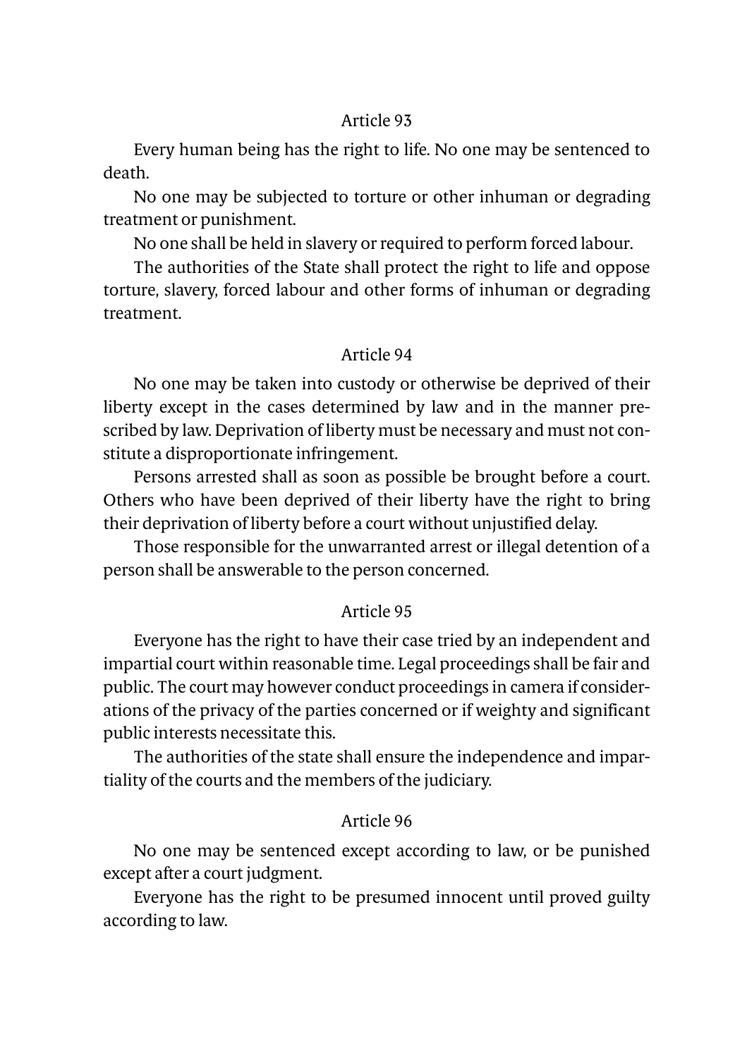### Article 93

Every human being has the right to life. No one may be sentenced to death.

No one may be subjected to torture or other inhuman or degrading treatment or punishment.

No one shall be held in slavery or required to perform forced labour.

The authorities of the State shall protect the right to life and oppose torture, slavery, forced labour and other forms of inhuman or degrading treatment.

### Article 94

No one may be taken into custody or otherwise be deprived of their liberty except in the cases determined by law and in the manner prescribed by law. Deprivation of liberty must be necessary and must not constitute a disproportionate infringement.

Persons arrested shall as soon as possible be brought before a court. Others who have been deprived of their liberty have the right to bring their deprivation of liberty before a court without unjustified delay.

Those responsible for the unwarranted arrest or illegal detention of a person shall be answerable to the person concerned.

### Article 95

Everyone has the right to have their case tried by an independent and impartial court within reasonable time. Legal proceedings shall be fair and public. The court may however conduct proceedings in camera if considerations of the privacy of the parties concerned or if weighty and significant public interests necessitate this.

The authorities of the state shall ensure the independence and impartiality of the courts and the members of the judiciary.

### Article 96

No one may be sentenced except according to law, or be punished except after a court judgment.

Everyone has the right to be presumed innocent until proved guilty according to law.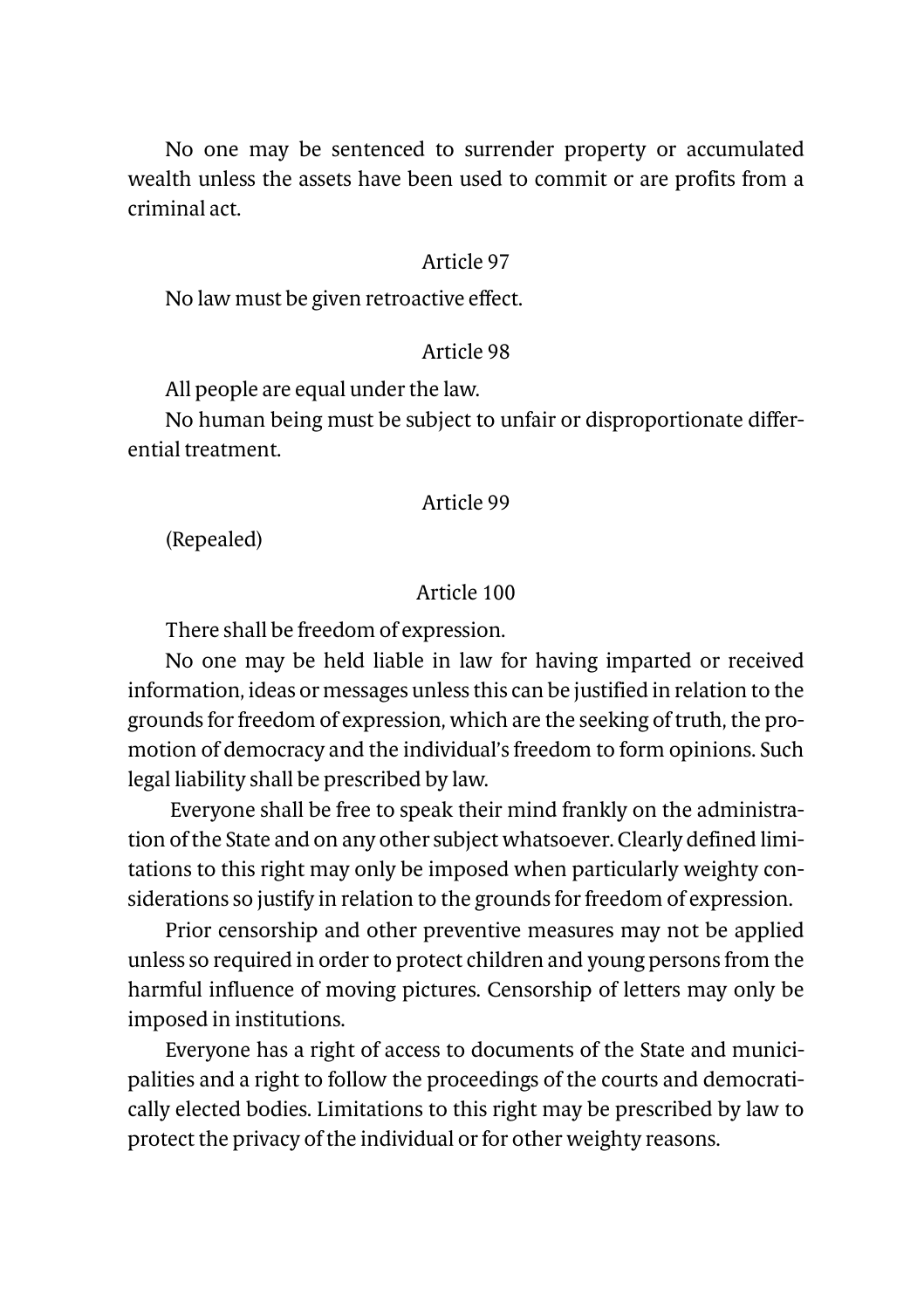No one may be sentenced to surrender property or accumulated wealth unless the assets have been used to commit or are profits from a criminal act.

Article 97

No law must be given retroactive effect.

Article 98

All people are equal under the law.

No human being must be subject to unfair or disproportionate differential treatment.

Article 99

(Repealed)

Article 100

There shall be freedom of expression.

No one may be held liable in law for having imparted or received information, ideas or messages unless this can be justified in relation to the grounds for freedom of expression, which are the seeking of truth, the promotion of democracy and the individual's freedom to form opinions. Such legal liability shall be prescribed by law.

Everyone shall be free to speak their mind frankly on the administration of the State and on any other subject whatsoever. Clearly defined limitations to this right may only be imposed when particularly weighty considerations so justify in relation to the grounds for freedom of expression.

Prior censorship and other preventive measures may not be applied unless so required in order to protect children and young persons from the harmful influence of moving pictures. Censorship of letters may only be imposed in institutions.

Everyone has a right of access to documents of the State and municipalities and a right to follow the proceedings of the courts and democratically elected bodies. Limitations to this right may be prescribed by law to protect the privacy of the individual or for other weighty reasons.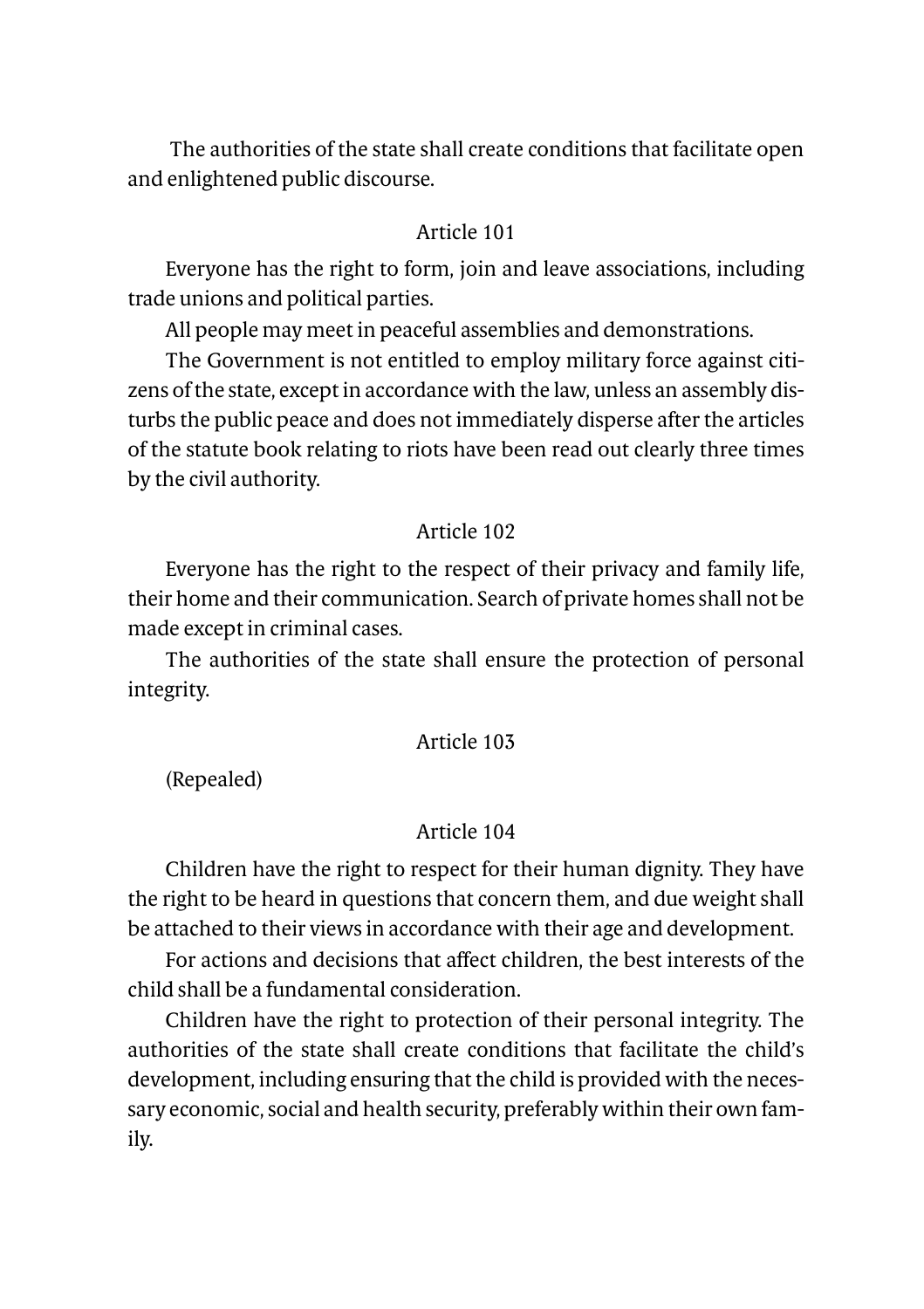The authorities of the state shall create conditions that facilitate open and enlightened public discourse.

Article 101

Everyone has the right to form, join and leave associations, including trade unions and political parties.

All people may meet in peaceful assemblies and demonstrations.

The Government is not entitled to employ military force against citizens of the state, except in accordance with the law, unless an assembly disturbs the public peace and does not immediately disperse after the articles of the statute book relating to riots have been read out clearly three times by the civil authority.

Article 102

Everyone has the right to the respect of their privacy and family life, their home and their communication. Search of private homes shall not be made except in criminal cases.

The authorities of the state shall ensure the protection of personal integrity.

Article 103

(Repealed)

Article 104

Children have the right to respect for their human dignity. They have the right to be heard in questions that concern them, and due weight shall be attached to their views in accordance with their age and development.

For actions and decisions that affect children, the best interests of the child shall be a fundamental consideration.

Children have the right to protection of their personal integrity. The authorities of the state shall create conditions that facilitate the child's development, including ensuring that the child is provided with the necessary economic, social and health security, preferably within their own family.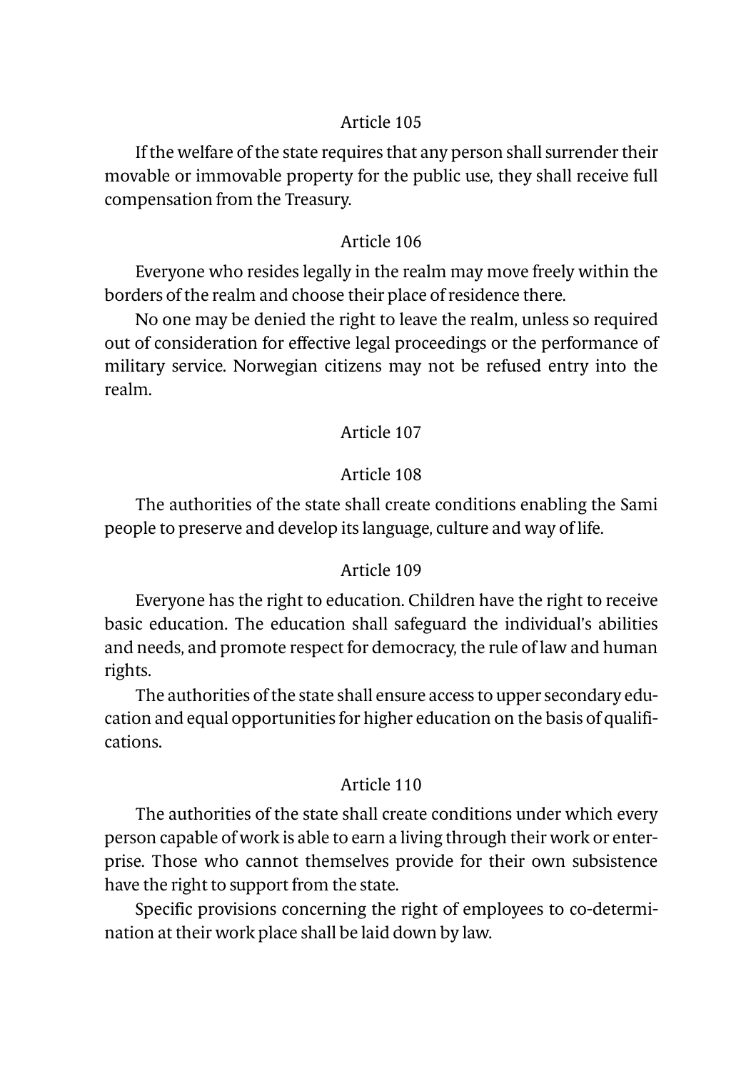### Article 105

If the welfare of the state requires that any person shall surrender their movable or immovable property for the public use, they shall receive full compensation from the Treasury.

### Article 106

Everyone who resides legally in the realm may move freely within the borders of the realm and choose their place of residence there.

No one may be denied the right to leave the realm, unless so required out of consideration for effective legal proceedings or the performance of military service. Norwegian citizens may not be refused entry into the realm.

### Article 107

### Article 108

The authorities of the state shall create conditions enabling the Sami people to preserve and develop its language, culture and way of life.

### Article 109

Everyone has the right to education. Children have the right to receive basic education. The education shall safeguard the individual's abilities and needs, and promote respect for democracy, the rule of law and human rights.

The authorities of the state shall ensure access to upper secondary education and equal opportunities for higher education on the basis of qualifications.

### Article 110

The authorities of the state shall create conditions under which every person capable of work is able to earn a living through their work or enterprise. Those who cannot themselves provide for their own subsistence have the right to support from the state.

Specific provisions concerning the right of employees to co-determination at their work place shall be laid down by law.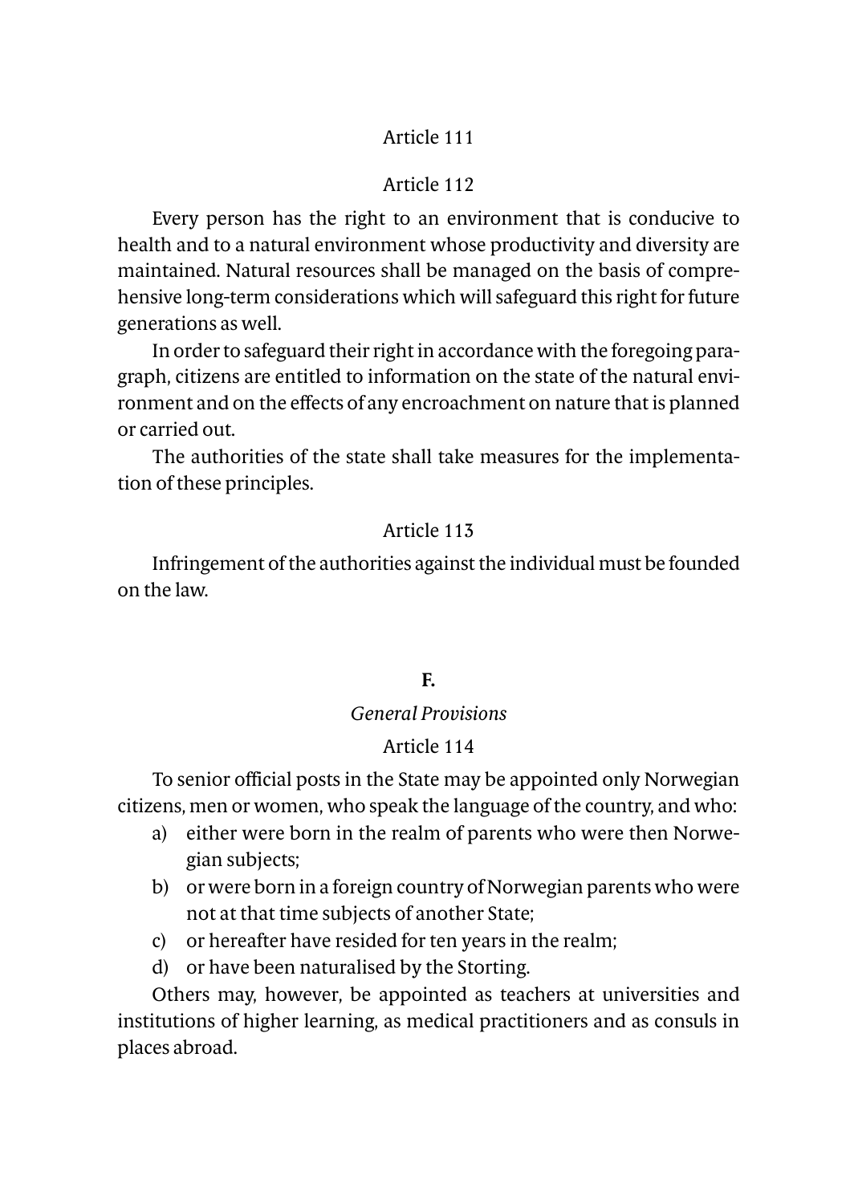Article 111

Article 112

Every person has the right to an environment that is conducive to health and to a natural environment whose productivity and diversity are maintained. Natural resources shall be managed on the basis of comprehensive long-term considerations which will safeguard this right for future generations as well.

In order to safeguard their right in accordance with the foregoing paragraph, citizens are entitled to information on the state of the natural environment and on the effects of any encroachment on nature that is planned or carried out.

The authorities of the state shall take measures for the implementation of these principles.

Article 113

Infringement of the authorities against the individual must be founded on the law.

## F.

### *General Provisions*

Article 114

To senior official posts in the State may be appointed only Norwegian citizens, men or women, who speak the language of the country, and who:

a) either were born in the realm of parents who were then Norwegian subjects;
b) or were born in a foreign country of Norwegian parents who were not at that time subjects of another State;
c) or hereafter have resided for ten years in the realm;
d) or have been naturalised by the Storting.

Others may, however, be appointed as teachers at universities and institutions of higher learning, as medical practitioners and as consuls in places abroad.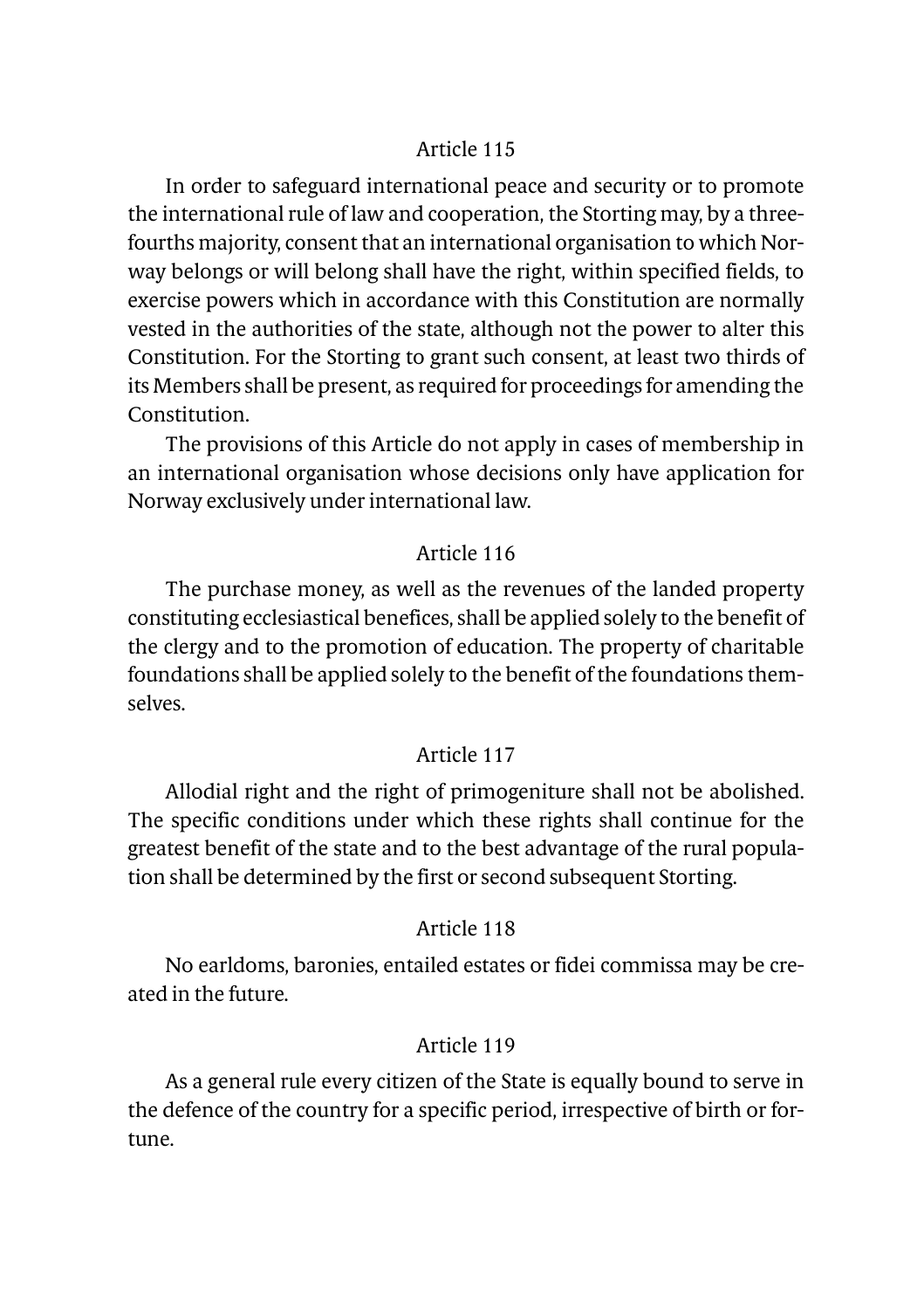### Article 115

In order to safeguard international peace and security or to promote the international rule of law and cooperation, the Storting may, by a three-fourths majority, consent that an international organisation to which Norway belongs or will belong shall have the right, within specified fields, to exercise powers which in accordance with this Constitution are normally vested in the authorities of the state, although not the power to alter this Constitution. For the Storting to grant such consent, at least two thirds of its Members shall be present, as required for proceedings for amending the Constitution.

The provisions of this Article do not apply in cases of membership in an international organisation whose decisions only have application for Norway exclusively under international law.

### Article 116

The purchase money, as well as the revenues of the landed property constituting ecclesiastical benefices, shall be applied solely to the benefit of the clergy and to the promotion of education. The property of charitable foundations shall be applied solely to the benefit of the foundations themselves.

### Article 117

Allodial right and the right of primogeniture shall not be abolished. The specific conditions under which these rights shall continue for the greatest benefit of the state and to the best advantage of the rural population shall be determined by the first or second subsequent Storting.

### Article 118

No earldoms, baronies, entailed estates or fidei commissa may be created in the future.

### Article 119

As a general rule every citizen of the State is equally bound to serve in the defence of the country for a specific period, irrespective of birth or fortune.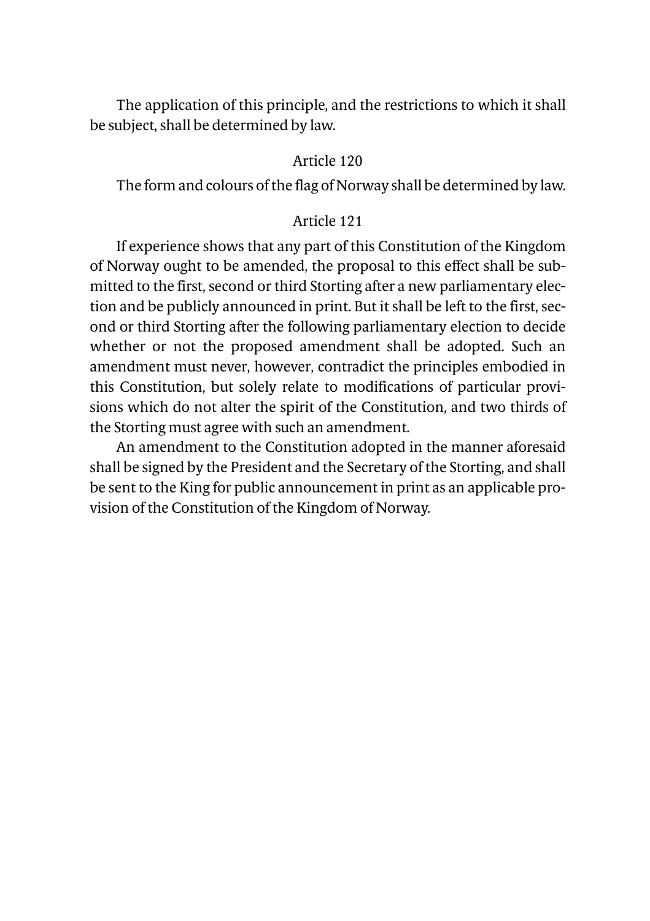The application of this principle, and the restrictions to which it shall be subject, shall be determined by law.

### Article 120

The form and colours of the flag of Norway shall be determined by law.

### Article 121

If experience shows that any part of this Constitution of the Kingdom of Norway ought to be amended, the proposal to this effect shall be submitted to the first, second or third Storting after a new parliamentary election and be publicly announced in print. But it shall be left to the first, second or third Storting after the following parliamentary election to decide whether or not the proposed amendment shall be adopted. Such an amendment must never, however, contradict the principles embodied in this Constitution, but solely relate to modifications of particular provisions which do not alter the spirit of the Constitution, and two thirds of the Storting must agree with such an amendment.

An amendment to the Constitution adopted in the manner aforesaid shall be signed by the President and the Secretary of the Storting, and shall be sent to the King for public announcement in print as an applicable provision of the Constitution of the Kingdom of Norway.